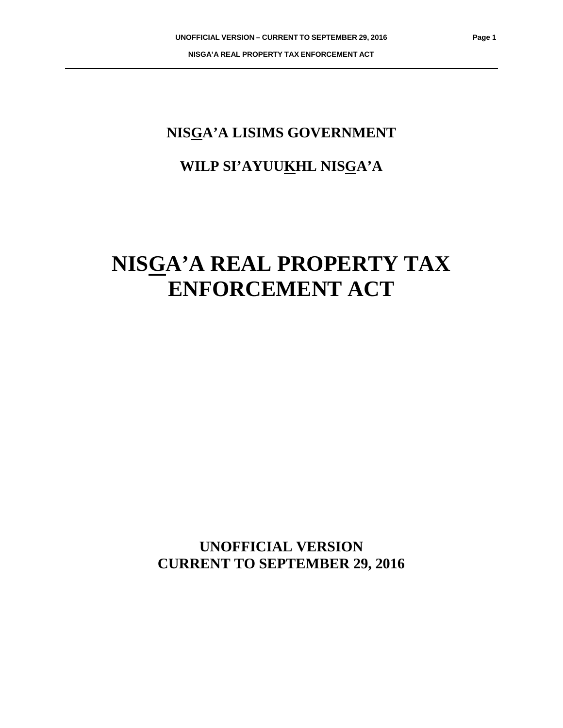# NISGA'A LISIMS GOVERNMENT

# WILP SI'AYUUKHL NISGA'A

# NISGA'A REAL PROPERTY TAX ENFORCEMENT ACT

**UNOFFICIAL VERSION**
**CURRENT TO SEPTEMBER 29, 2016**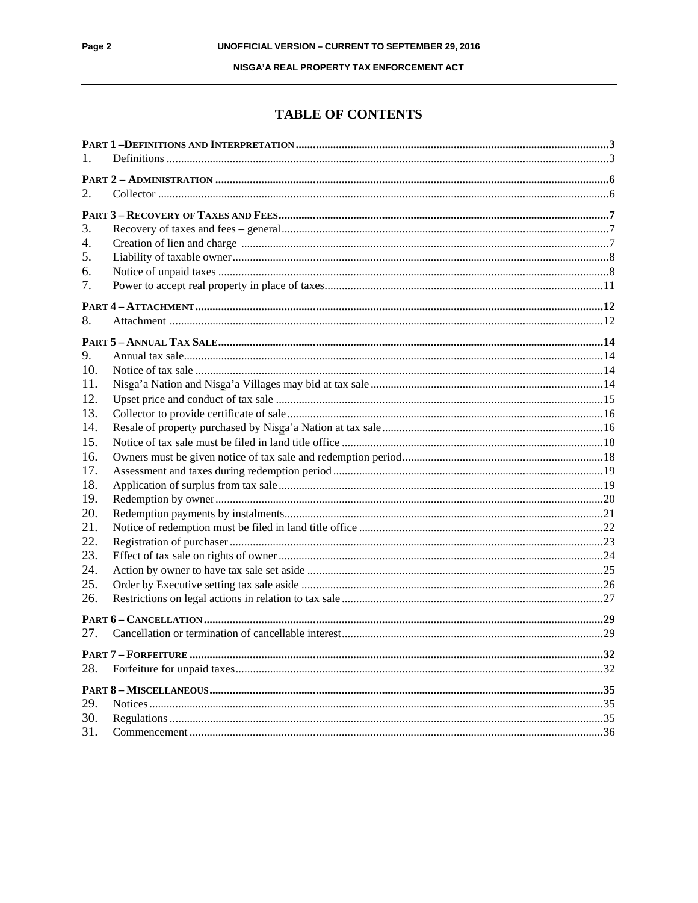# TABLE OF CONTENTS

**PART 1 – DEFINITIONS AND INTERPRETATION** ... 3

1. Definitions ... 3

**PART 2 – ADMINISTRATION** ... 6

2. Collector ... 6

**PART 3 – RECOVERY OF TAXES AND FEES** ... 7

3. Recovery of taxes and fees – general ... 7
4. Creation of lien and charge ... 7
5. Liability of taxable owner ... 8
6. Notice of unpaid taxes ... 8
7. Power to accept real property in place of taxes ... 11

**PART 4 – ATTACHMENT** ... 12

8. Attachment ... 12

**PART 5 – ANNUAL TAX SALE** ... 14

9. Annual tax sale ... 14
10. Notice of tax sale ... 14
11. Nisg̱a'a Nation and Nisg̱a'a Villages may bid at tax sale ... 14
12. Upset price and conduct of tax sale ... 15
13. Collector to provide certificate of sale ... 16
14. Resale of property purchased by Nisg̱a'a Nation at tax sale ... 16
15. Notice of tax sale must be filed in land title office ... 18
16. Owners must be given notice of tax sale and redemption period ... 18
17. Assessment and taxes during redemption period ... 19
18. Application of surplus from tax sale ... 19
19. Redemption by owner ... 20
20. Redemption payments by instalments ... 21
21. Notice of redemption must be filed in land title office ... 22
22. Registration of purchaser ... 23
23. Effect of tax sale on rights of owner ... 24
24. Action by owner to have tax sale set aside ... 25
25. Order by Executive setting tax sale aside ... 26
26. Restrictions on legal actions in relation to tax sale ... 27

**PART 6 – CANCELLATION** ... 29

27. Cancellation or termination of cancellable interest ... 29

**PART 7 – FORFEITURE** ... 32

28. Forfeiture for unpaid taxes ... 32

**PART 8 – MISCELLANEOUS** ... 35

29. Notices ... 35
30. Regulations ... 35
31. Commencement ... 36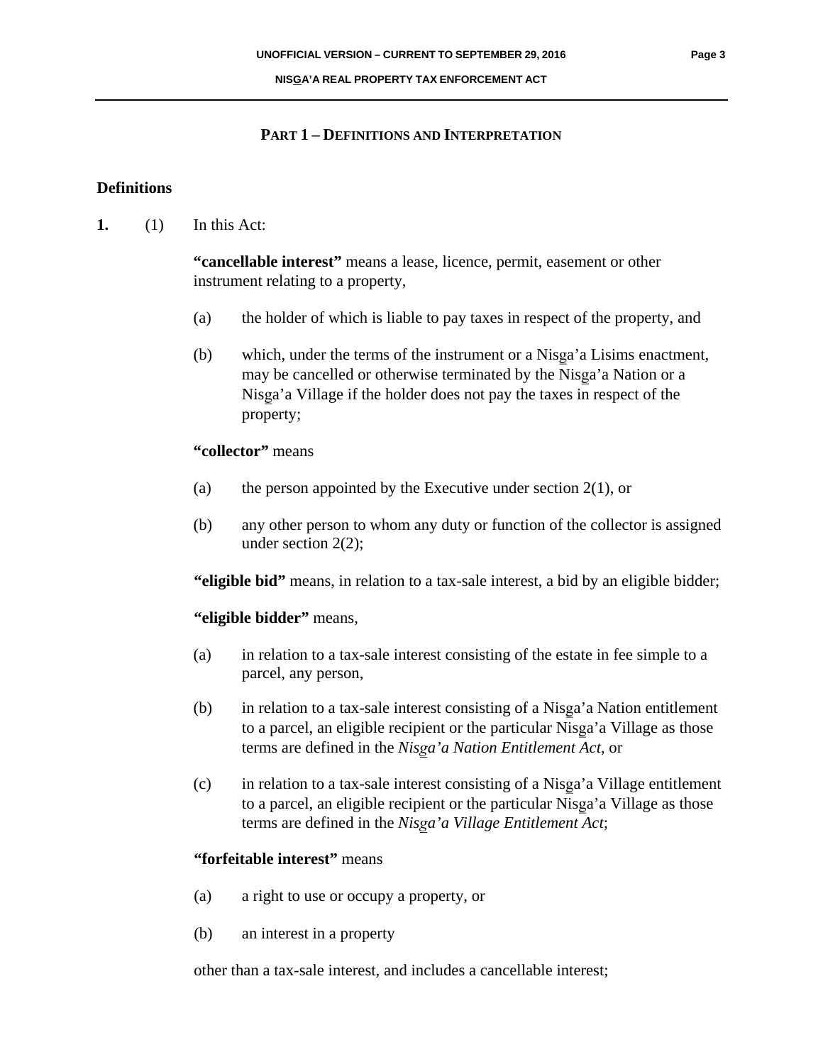## PART 1 – DEFINITIONS AND INTERPRETATION

### Definitions

**1.** (1) In this Act:

**"cancellable interest"** means a lease, licence, permit, easement or other instrument relating to a property,

(a) the holder of which is liable to pay taxes in respect of the property, and

(b) which, under the terms of the instrument or a Nisga'a Lisims enactment, may be cancelled or otherwise terminated by the Nisga'a Nation or a Nisga'a Village if the holder does not pay the taxes in respect of the property;

**"collector"** means

(a) the person appointed by the Executive under section 2(1), or

(b) any other person to whom any duty or function of the collector is assigned under section 2(2);

**"eligible bid"** means, in relation to a tax-sale interest, a bid by an eligible bidder;

**"eligible bidder"** means,

(a) in relation to a tax-sale interest consisting of the estate in fee simple to a parcel, any person,

(b) in relation to a tax-sale interest consisting of a Nisga'a Nation entitlement to a parcel, an eligible recipient or the particular Nisga'a Village as those terms are defined in the *Nisga'a Nation Entitlement Act*, or

(c) in relation to a tax-sale interest consisting of a Nisga'a Village entitlement to a parcel, an eligible recipient or the particular Nisga'a Village as those terms are defined in the *Nisga'a Village Entitlement Act*;

**"forfeitable interest"** means

(a) a right to use or occupy a property, or

(b) an interest in a property

other than a tax-sale interest, and includes a cancellable interest;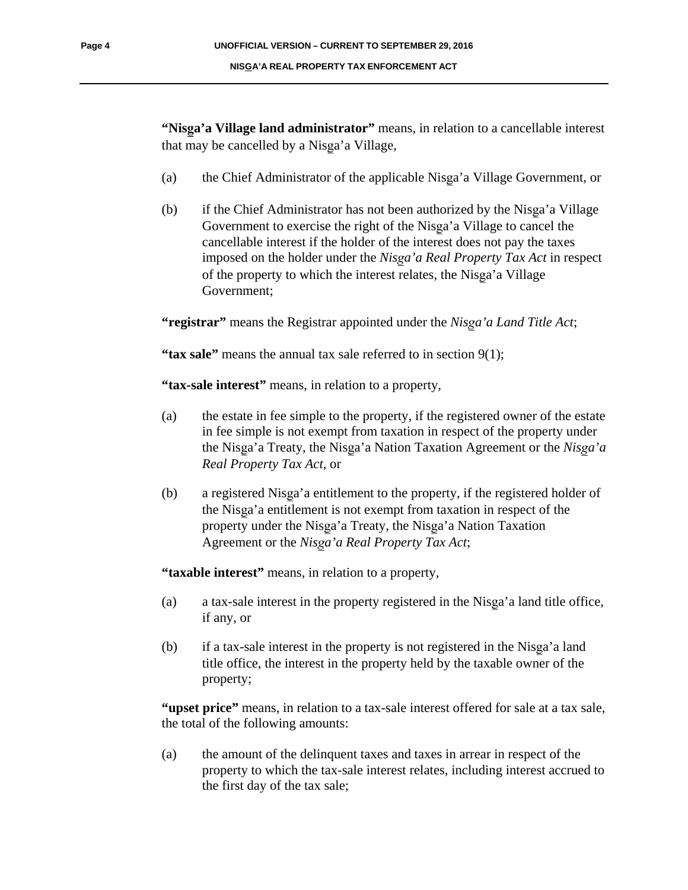**"Nisga'a Village land administrator"** means, in relation to a cancellable interest that may be cancelled by a Nisga'a Village,

(a) the Chief Administrator of the applicable Nisga'a Village Government, or

(b) if the Chief Administrator has not been authorized by the Nisga'a Village Government to exercise the right of the Nisga'a Village to cancel the cancellable interest if the holder of the interest does not pay the taxes imposed on the holder under the *Nisga'a Real Property Tax Act* in respect of the property to which the interest relates, the Nisga'a Village Government;

**"registrar"** means the Registrar appointed under the *Nisga'a Land Title Act*;

**"tax sale"** means the annual tax sale referred to in section 9(1);

**"tax-sale interest"** means, in relation to a property,

(a) the estate in fee simple to the property, if the registered owner of the estate in fee simple is not exempt from taxation in respect of the property under the Nisga'a Treaty, the Nisga'a Nation Taxation Agreement or the *Nisga'a Real Property Tax Act*, or

(b) a registered Nisga'a entitlement to the property, if the registered holder of the Nisga'a entitlement is not exempt from taxation in respect of the property under the Nisga'a Treaty, the Nisga'a Nation Taxation Agreement or the *Nisga'a Real Property Tax Act*;

**"taxable interest"** means, in relation to a property,

(a) a tax-sale interest in the property registered in the Nisga'a land title office, if any, or

(b) if a tax-sale interest in the property is not registered in the Nisga'a land title office, the interest in the property held by the taxable owner of the property;

**"upset price"** means, in relation to a tax-sale interest offered for sale at a tax sale, the total of the following amounts:

(a) the amount of the delinquent taxes and taxes in arrear in respect of the property to which the tax-sale interest relates, including interest accrued to the first day of the tax sale;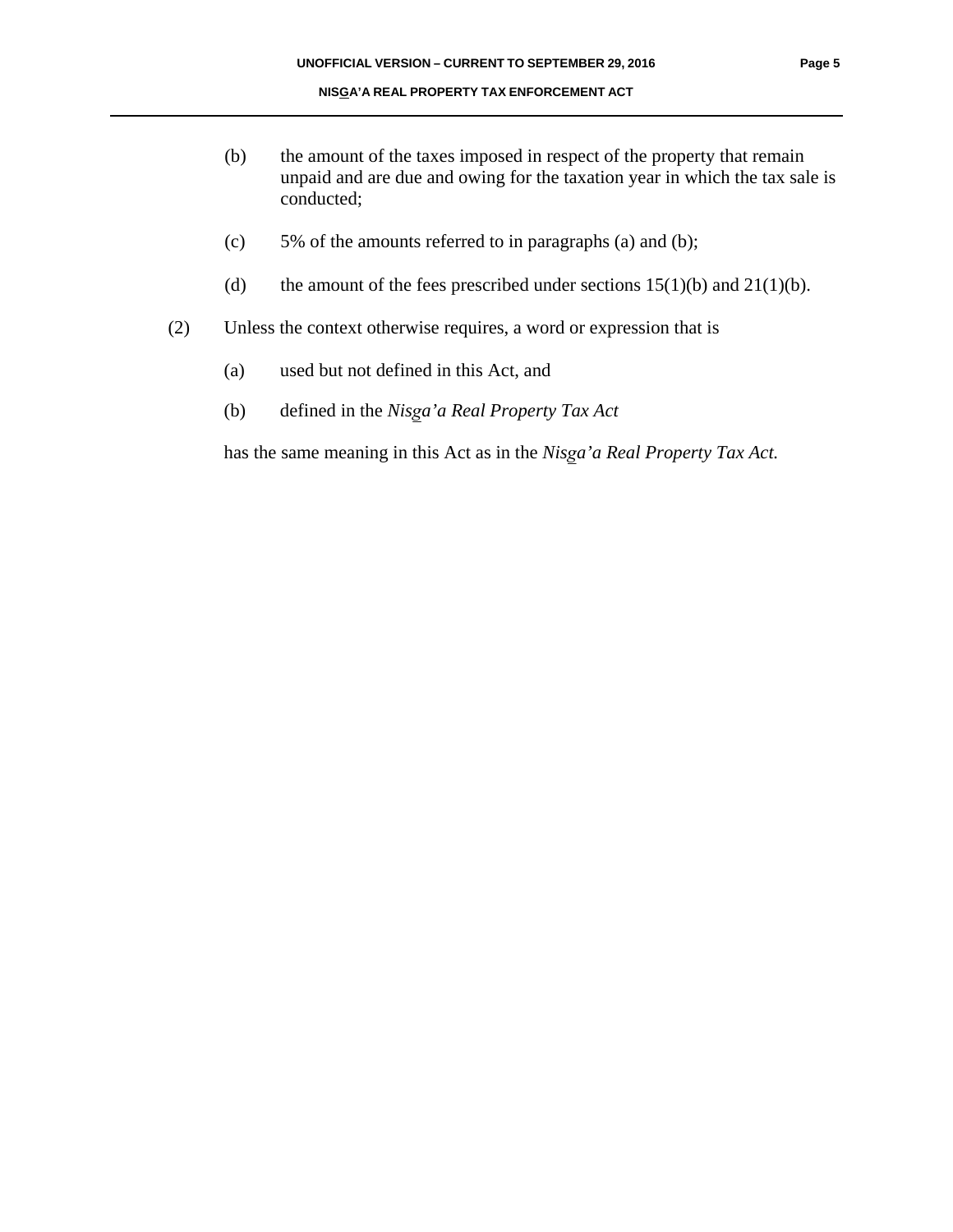(b) the amount of the taxes imposed in respect of the property that remain unpaid and are due and owing for the taxation year in which the tax sale is conducted;

(c) 5% of the amounts referred to in paragraphs (a) and (b);

(d) the amount of the fees prescribed under sections 15(1)(b) and 21(1)(b).

(2) Unless the context otherwise requires, a word or expression that is

(a) used but not defined in this Act, and

(b) defined in the *Nisga'a Real Property Tax Act*

has the same meaning in this Act as in the *Nisga'a Real Property Tax Act.*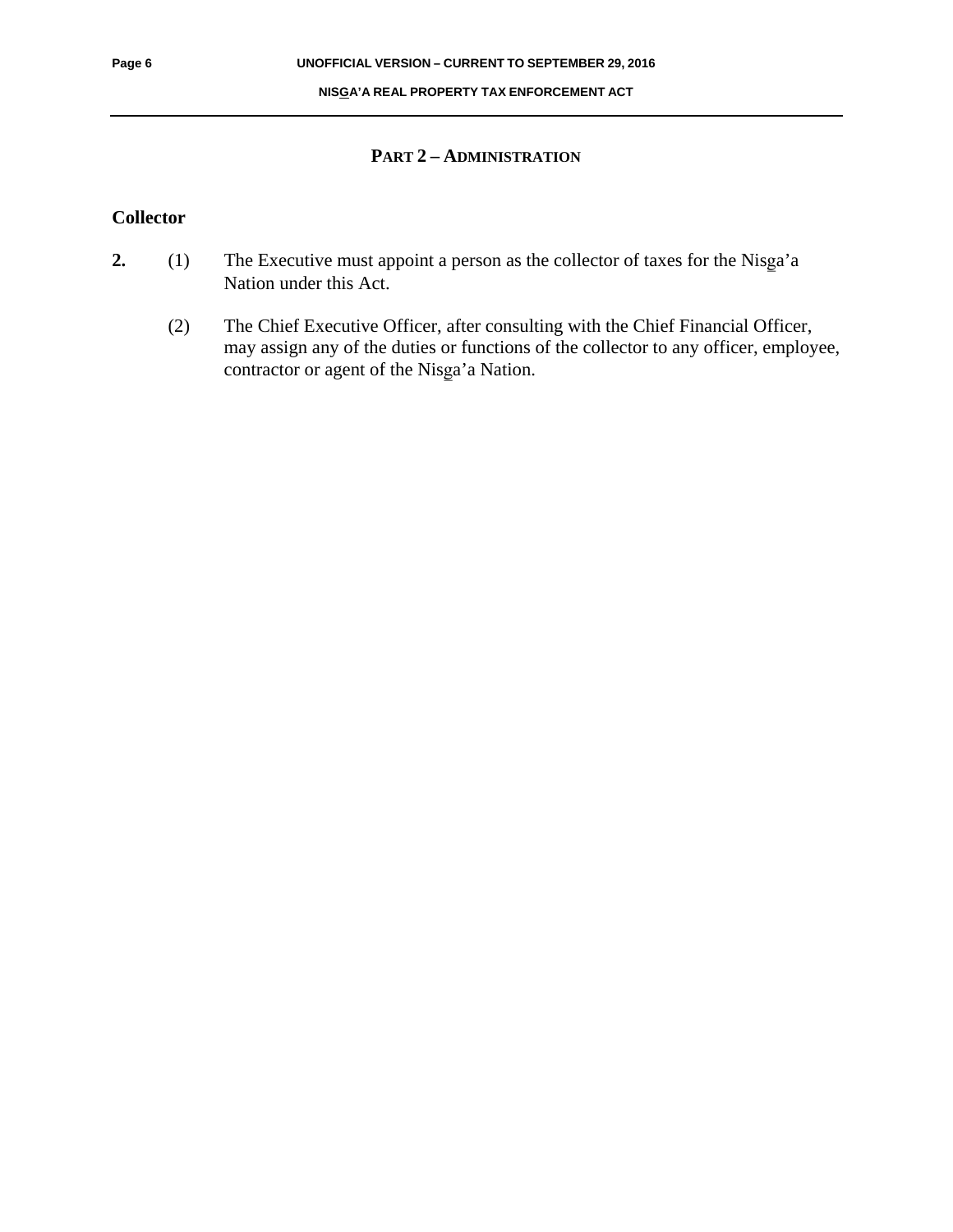## PART 2 – ADMINISTRATION

### Collector

**2.** (1) The Executive must appoint a person as the collector of taxes for the Nisg̲a'a Nation under this Act.

(2) The Chief Executive Officer, after consulting with the Chief Financial Officer, may assign any of the duties or functions of the collector to any officer, employee, contractor or agent of the Nisg̲a'a Nation.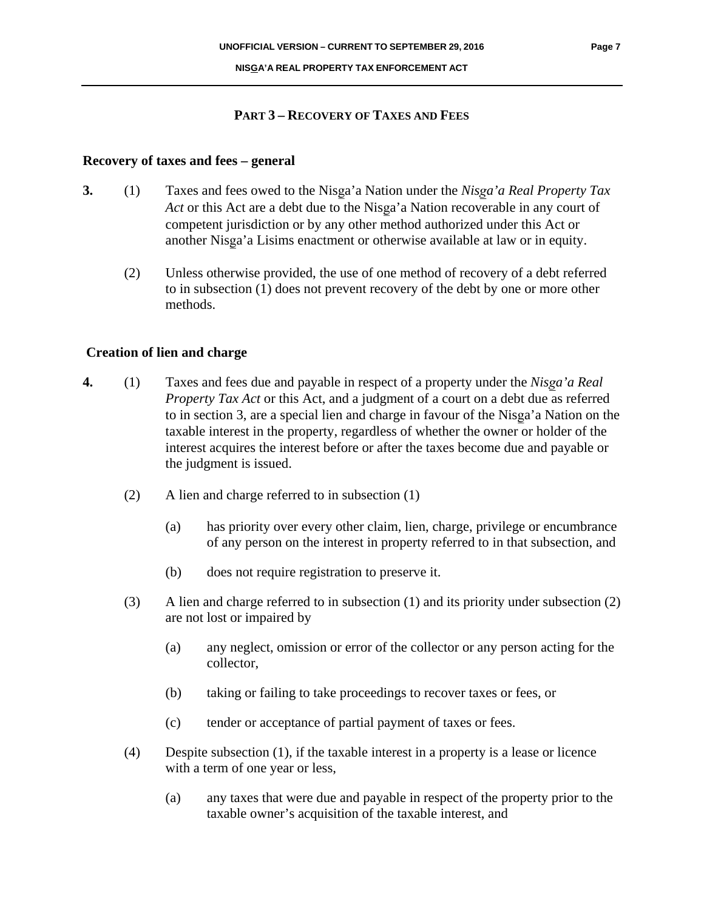## PART 3 – RECOVERY OF TAXES AND FEES

### Recovery of taxes and fees – general

**3.** (1) Taxes and fees owed to the Nisg̱a'a Nation under the *Nisg̱a'a Real Property Tax Act* or this Act are a debt due to the Nisg̱a'a Nation recoverable in any court of competent jurisdiction or by any other method authorized under this Act or another Nisg̱a'a Lisims enactment or otherwise available at law or in equity.

(2) Unless otherwise provided, the use of one method of recovery of a debt referred to in subsection (1) does not prevent recovery of the debt by one or more other methods.

### Creation of lien and charge

**4.** (1) Taxes and fees due and payable in respect of a property under the *Nisg̱a'a Real Property Tax Act* or this Act, and a judgment of a court on a debt due as referred to in section 3, are a special lien and charge in favour of the Nisg̱a'a Nation on the taxable interest in the property, regardless of whether the owner or holder of the interest acquires the interest before or after the taxes become due and payable or the judgment is issued.

(2) A lien and charge referred to in subsection (1)

(a) has priority over every other claim, lien, charge, privilege or encumbrance of any person on the interest in property referred to in that subsection, and

(b) does not require registration to preserve it.

(3) A lien and charge referred to in subsection (1) and its priority under subsection (2) are not lost or impaired by

(a) any neglect, omission or error of the collector or any person acting for the collector,

(b) taking or failing to take proceedings to recover taxes or fees, or

(c) tender or acceptance of partial payment of taxes or fees.

(4) Despite subsection (1), if the taxable interest in a property is a lease or licence with a term of one year or less,

(a) any taxes that were due and payable in respect of the property prior to the taxable owner's acquisition of the taxable interest, and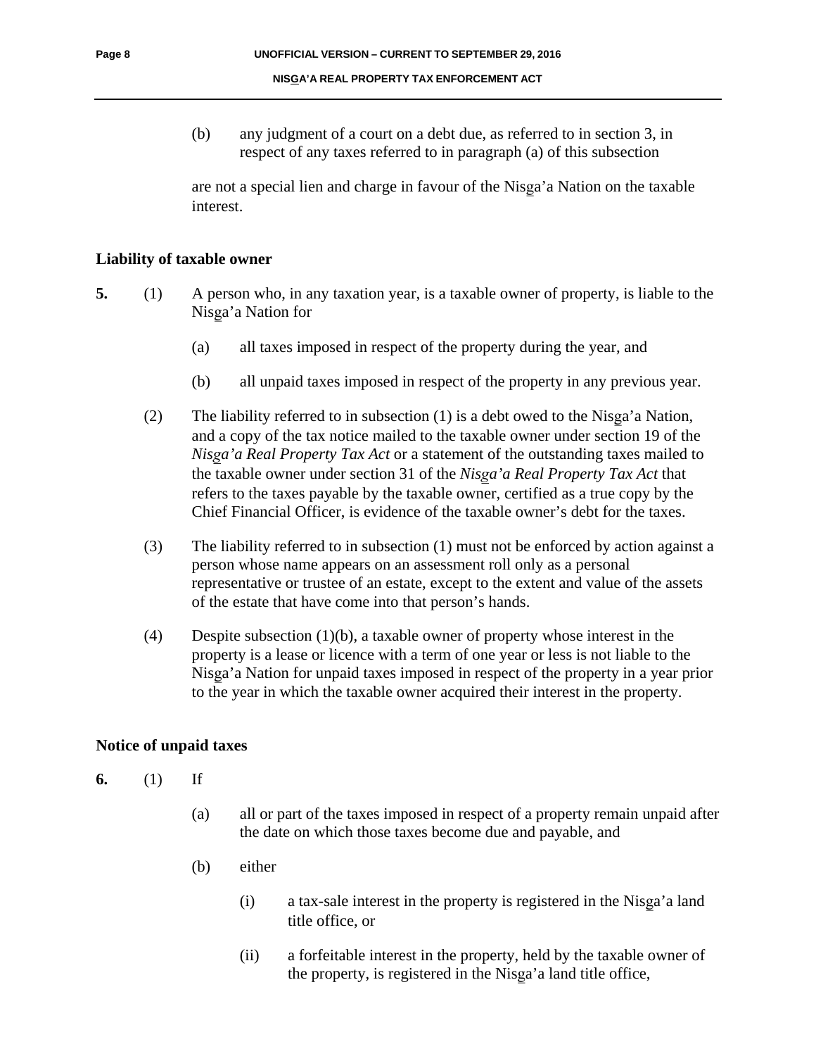(b) any judgment of a court on a debt due, as referred to in section 3, in respect of any taxes referred to in paragraph (a) of this subsection

are not a special lien and charge in favour of the Nisga'a Nation on the taxable interest.

**Liability of taxable owner**

**5.** (1) A person who, in any taxation year, is a taxable owner of property, is liable to the Nisga'a Nation for

(a) all taxes imposed in respect of the property during the year, and

(b) all unpaid taxes imposed in respect of the property in any previous year.

(2) The liability referred to in subsection (1) is a debt owed to the Nisga'a Nation, and a copy of the tax notice mailed to the taxable owner under section 19 of the *Nisga'a Real Property Tax Act* or a statement of the outstanding taxes mailed to the taxable owner under section 31 of the *Nisga'a Real Property Tax Act* that refers to the taxes payable by the taxable owner, certified as a true copy by the Chief Financial Officer, is evidence of the taxable owner's debt for the taxes.

(3) The liability referred to in subsection (1) must not be enforced by action against a person whose name appears on an assessment roll only as a personal representative or trustee of an estate, except to the extent and value of the assets of the estate that have come into that person's hands.

(4) Despite subsection (1)(b), a taxable owner of property whose interest in the property is a lease or licence with a term of one year or less is not liable to the Nisga'a Nation for unpaid taxes imposed in respect of the property in a year prior to the year in which the taxable owner acquired their interest in the property.

**Notice of unpaid taxes**

**6.** (1) If

(a) all or part of the taxes imposed in respect of a property remain unpaid after the date on which those taxes become due and payable, and

(b) either

(i) a tax-sale interest in the property is registered in the Nisga'a land title office, or

(ii) a forfeitable interest in the property, held by the taxable owner of the property, is registered in the Nisga'a land title office,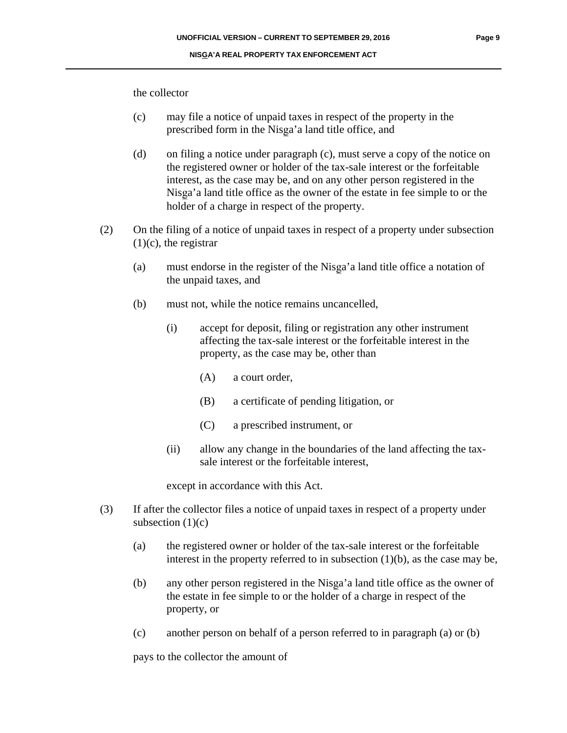the collector

(c) may file a notice of unpaid taxes in respect of the property in the prescribed form in the Nisga'a land title office, and

(d) on filing a notice under paragraph (c), must serve a copy of the notice on the registered owner or holder of the tax-sale interest or the forfeitable interest, as the case may be, and on any other person registered in the Nisga'a land title office as the owner of the estate in fee simple to or the holder of a charge in respect of the property.

(2) On the filing of a notice of unpaid taxes in respect of a property under subsection (1)(c), the registrar

(a) must endorse in the register of the Nisga'a land title office a notation of the unpaid taxes, and

(b) must not, while the notice remains uncancelled,

(i) accept for deposit, filing or registration any other instrument affecting the tax-sale interest or the forfeitable interest in the property, as the case may be, other than

(A) a court order,

(B) a certificate of pending litigation, or

(C) a prescribed instrument, or

(ii) allow any change in the boundaries of the land affecting the tax-sale interest or the forfeitable interest,

except in accordance with this Act.

(3) If after the collector files a notice of unpaid taxes in respect of a property under subsection (1)(c)

(a) the registered owner or holder of the tax-sale interest or the forfeitable interest in the property referred to in subsection (1)(b), as the case may be,

(b) any other person registered in the Nisga'a land title office as the owner of the estate in fee simple to or the holder of a charge in respect of the property, or

(c) another person on behalf of a person referred to in paragraph (a) or (b)

pays to the collector the amount of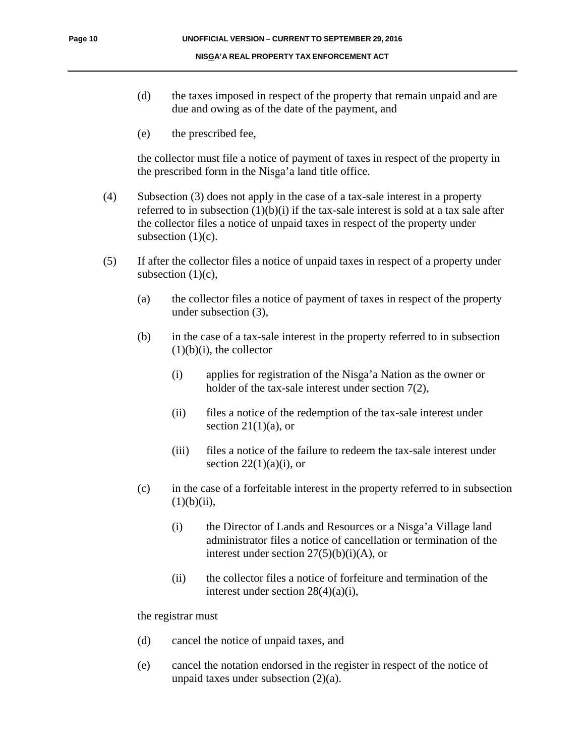(d) the taxes imposed in respect of the property that remain unpaid and are due and owing as of the date of the payment, and

(e) the prescribed fee,

the collector must file a notice of payment of taxes in respect of the property in the prescribed form in the Nisg̱a'a land title office.

(4) Subsection (3) does not apply in the case of a tax-sale interest in a property referred to in subsection (1)(b)(i) if the tax-sale interest is sold at a tax sale after the collector files a notice of unpaid taxes in respect of the property under subsection (1)(c).

(5) If after the collector files a notice of unpaid taxes in respect of a property under subsection (1)(c),

(a) the collector files a notice of payment of taxes in respect of the property under subsection (3),

(b) in the case of a tax-sale interest in the property referred to in subsection (1)(b)(i), the collector

(i) applies for registration of the Nisg̱a'a Nation as the owner or holder of the tax-sale interest under section 7(2),

(ii) files a notice of the redemption of the tax-sale interest under section 21(1)(a), or

(iii) files a notice of the failure to redeem the tax-sale interest under section 22(1)(a)(i), or

(c) in the case of a forfeitable interest in the property referred to in subsection (1)(b)(ii),

(i) the Director of Lands and Resources or a Nisg̱a'a Village land administrator files a notice of cancellation or termination of the interest under section 27(5)(b)(i)(A), or

(ii) the collector files a notice of forfeiture and termination of the interest under section 28(4)(a)(i),

the registrar must

(d) cancel the notice of unpaid taxes, and

(e) cancel the notation endorsed in the register in respect of the notice of unpaid taxes under subsection (2)(a).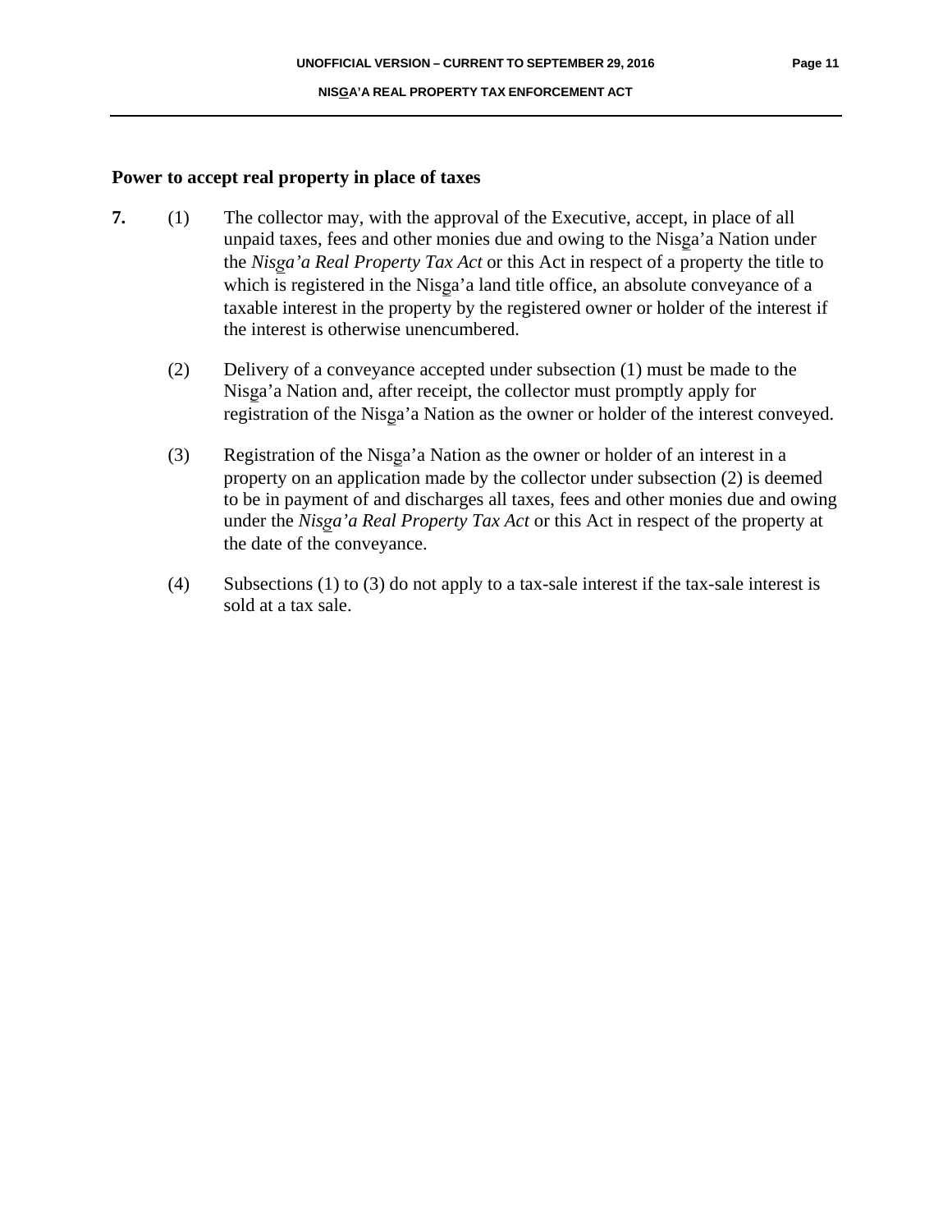### Power to accept real property in place of taxes

**7.** (1) The collector may, with the approval of the Executive, accept, in place of all unpaid taxes, fees and other monies due and owing to the Nisga'a Nation under the *Nisga'a Real Property Tax Act* or this Act in respect of a property the title to which is registered in the Nisga'a land title office, an absolute conveyance of a taxable interest in the property by the registered owner or holder of the interest if the interest is otherwise unencumbered.

(2) Delivery of a conveyance accepted under subsection (1) must be made to the Nisga'a Nation and, after receipt, the collector must promptly apply for registration of the Nisga'a Nation as the owner or holder of the interest conveyed.

(3) Registration of the Nisga'a Nation as the owner or holder of an interest in a property on an application made by the collector under subsection (2) is deemed to be in payment of and discharges all taxes, fees and other monies due and owing under the *Nisga'a Real Property Tax Act* or this Act in respect of the property at the date of the conveyance.

(4) Subsections (1) to (3) do not apply to a tax-sale interest if the tax-sale interest is sold at a tax sale.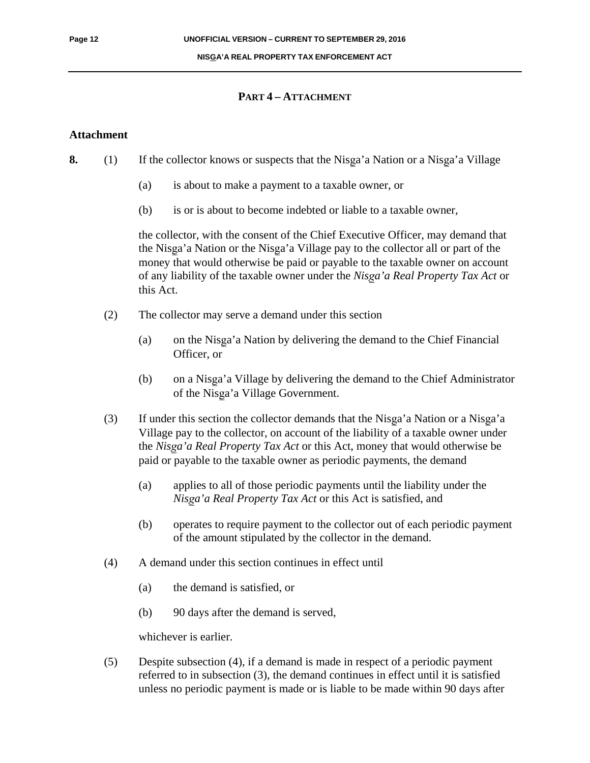## PART 4 – ATTACHMENT

### Attachment

**8.** (1) If the collector knows or suspects that the Nisga'a Nation or a Nisga'a Village

(a) is about to make a payment to a taxable owner, or

(b) is or is about to become indebted or liable to a taxable owner,

the collector, with the consent of the Chief Executive Officer, may demand that the Nisga'a Nation or the Nisga'a Village pay to the collector all or part of the money that would otherwise be paid or payable to the taxable owner on account of any liability of the taxable owner under the *Nisga'a Real Property Tax Act* or this Act.

(2) The collector may serve a demand under this section

(a) on the Nisga'a Nation by delivering the demand to the Chief Financial Officer, or

(b) on a Nisga'a Village by delivering the demand to the Chief Administrator of the Nisga'a Village Government.

(3) If under this section the collector demands that the Nisga'a Nation or a Nisga'a Village pay to the collector, on account of the liability of a taxable owner under the *Nisga'a Real Property Tax Act* or this Act, money that would otherwise be paid or payable to the taxable owner as periodic payments, the demand

(a) applies to all of those periodic payments until the liability under the *Nisga'a Real Property Tax Act* or this Act is satisfied, and

(b) operates to require payment to the collector out of each periodic payment of the amount stipulated by the collector in the demand.

(4) A demand under this section continues in effect until

(a) the demand is satisfied, or

(b) 90 days after the demand is served,

whichever is earlier.

(5) Despite subsection (4), if a demand is made in respect of a periodic payment referred to in subsection (3), the demand continues in effect until it is satisfied unless no periodic payment is made or is liable to be made within 90 days after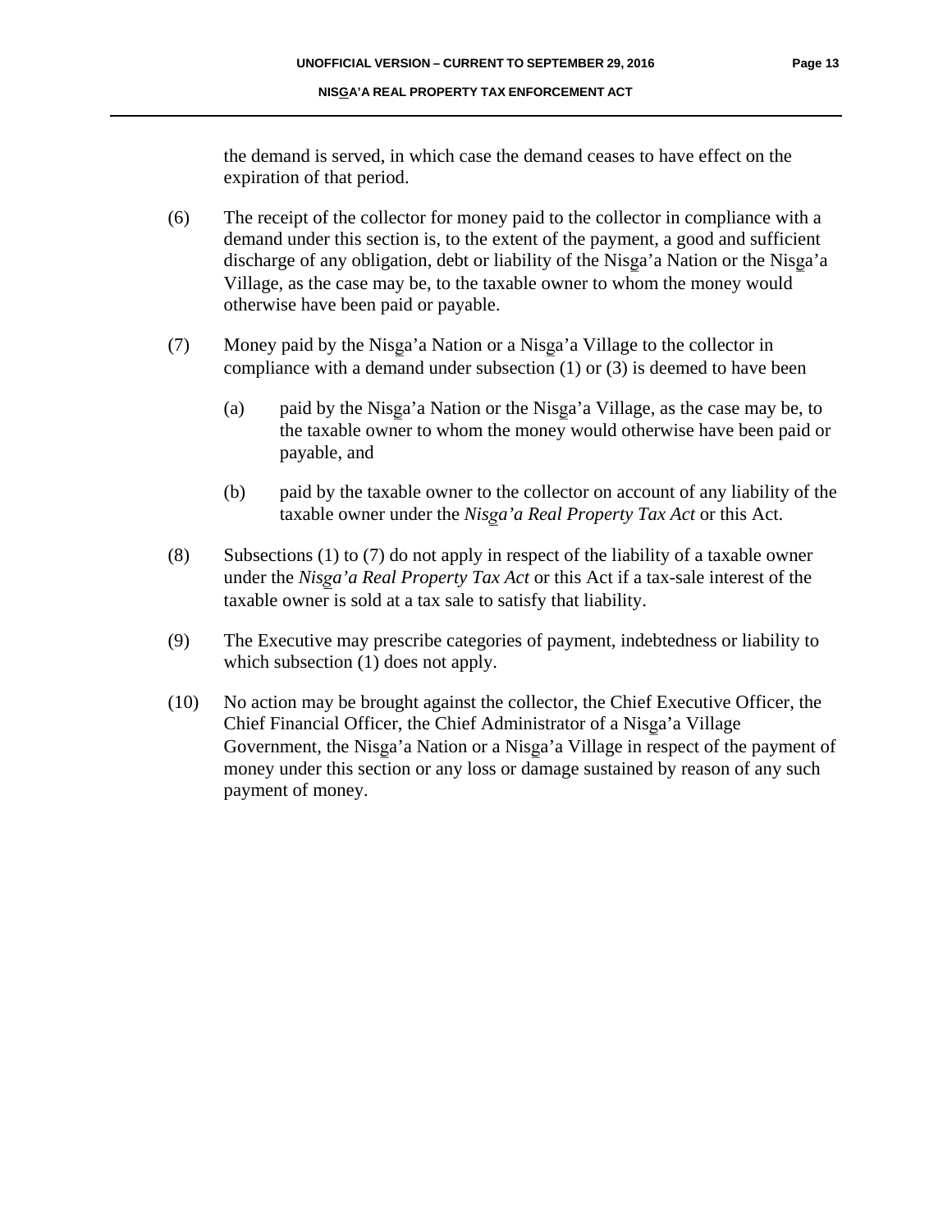the demand is served, in which case the demand ceases to have effect on the expiration of that period.

(6) The receipt of the collector for money paid to the collector in compliance with a demand under this section is, to the extent of the payment, a good and sufficient discharge of any obligation, debt or liability of the Nisga'a Nation or the Nisga'a Village, as the case may be, to the taxable owner to whom the money would otherwise have been paid or payable.

(7) Money paid by the Nisga'a Nation or a Nisga'a Village to the collector in compliance with a demand under subsection (1) or (3) is deemed to have been

(a) paid by the Nisga'a Nation or the Nisga'a Village, as the case may be, to the taxable owner to whom the money would otherwise have been paid or payable, and

(b) paid by the taxable owner to the collector on account of any liability of the taxable owner under the *Nisga'a Real Property Tax Act* or this Act.

(8) Subsections (1) to (7) do not apply in respect of the liability of a taxable owner under the *Nisga'a Real Property Tax Act* or this Act if a tax-sale interest of the taxable owner is sold at a tax sale to satisfy that liability.

(9) The Executive may prescribe categories of payment, indebtedness or liability to which subsection (1) does not apply.

(10) No action may be brought against the collector, the Chief Executive Officer, the Chief Financial Officer, the Chief Administrator of a Nisga'a Village Government, the Nisga'a Nation or a Nisga'a Village in respect of the payment of money under this section or any loss or damage sustained by reason of any such payment of money.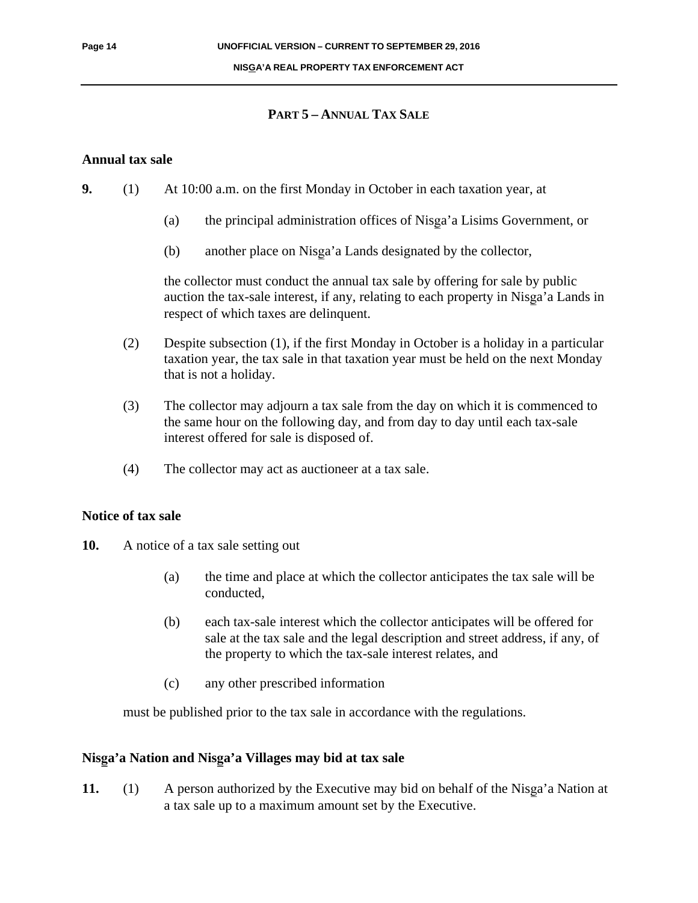## PART 5 – ANNUAL TAX SALE

### Annual tax sale

**9.** (1) At 10:00 a.m. on the first Monday in October in each taxation year, at

(a) the principal administration offices of Nisg̲a'a Lisims Government, or

(b) another place on Nisg̲a'a Lands designated by the collector,

the collector must conduct the annual tax sale by offering for sale by public auction the tax-sale interest, if any, relating to each property in Nisg̲a'a Lands in respect of which taxes are delinquent.

(2) Despite subsection (1), if the first Monday in October is a holiday in a particular taxation year, the tax sale in that taxation year must be held on the next Monday that is not a holiday.

(3) The collector may adjourn a tax sale from the day on which it is commenced to the same hour on the following day, and from day to day until each tax-sale interest offered for sale is disposed of.

(4) The collector may act as auctioneer at a tax sale.

### Notice of tax sale

**10.** A notice of a tax sale setting out

(a) the time and place at which the collector anticipates the tax sale will be conducted,

(b) each tax-sale interest which the collector anticipates will be offered for sale at the tax sale and the legal description and street address, if any, of the property to which the tax-sale interest relates, and

(c) any other prescribed information

must be published prior to the tax sale in accordance with the regulations.

### Nisg̲a'a Nation and Nisg̲a'a Villages may bid at tax sale

**11.** (1) A person authorized by the Executive may bid on behalf of the Nisg̲a'a Nation at a tax sale up to a maximum amount set by the Executive.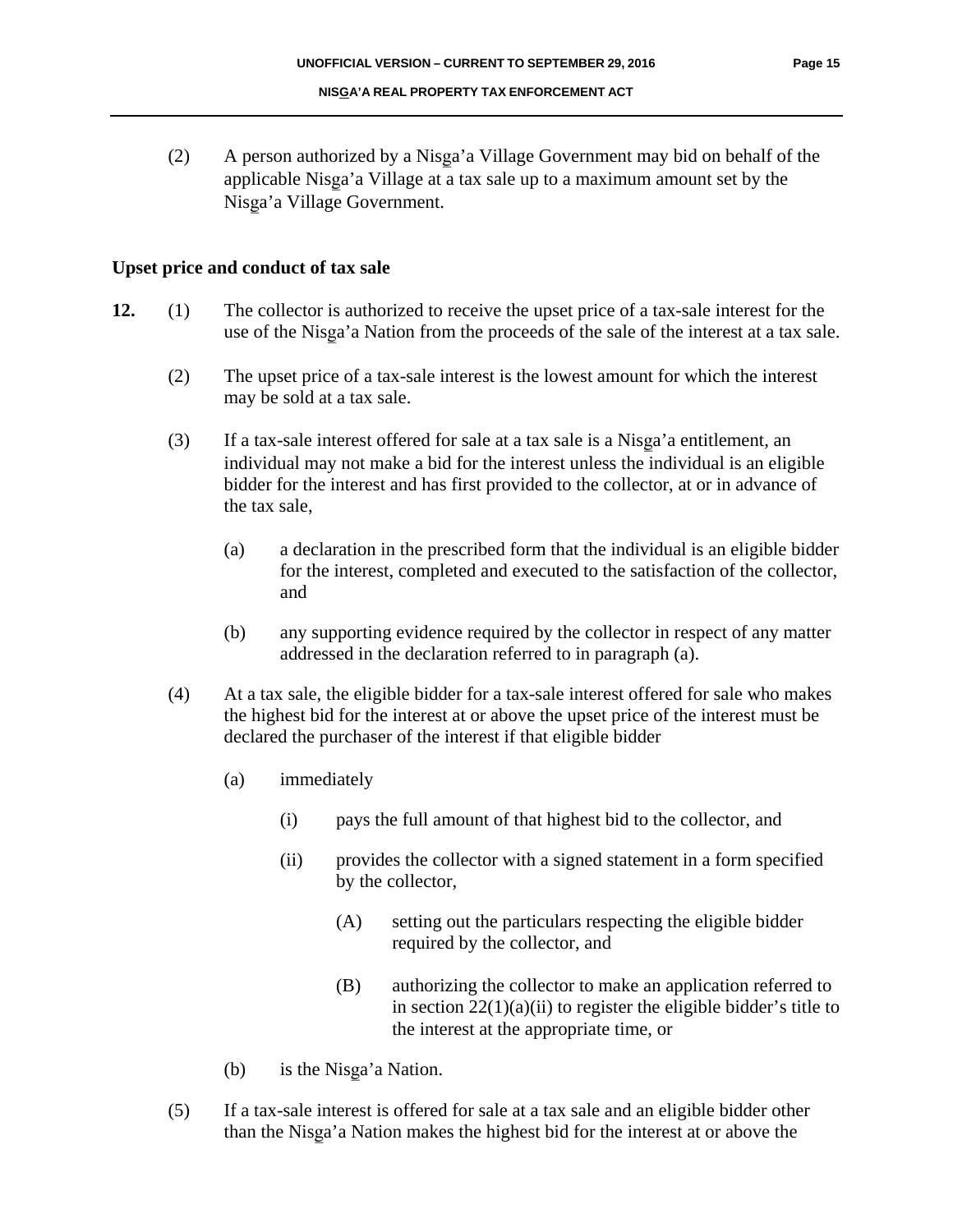(2) A person authorized by a Nisga'a Village Government may bid on behalf of the applicable Nisga'a Village at a tax sale up to a maximum amount set by the Nisga'a Village Government.

### Upset price and conduct of tax sale

**12.** (1) The collector is authorized to receive the upset price of a tax-sale interest for the use of the Nisga'a Nation from the proceeds of the sale of the interest at a tax sale.

(2) The upset price of a tax-sale interest is the lowest amount for which the interest may be sold at a tax sale.

(3) If a tax-sale interest offered for sale at a tax sale is a Nisga'a entitlement, an individual may not make a bid for the interest unless the individual is an eligible bidder for the interest and has first provided to the collector, at or in advance of the tax sale,

(a) a declaration in the prescribed form that the individual is an eligible bidder for the interest, completed and executed to the satisfaction of the collector, and

(b) any supporting evidence required by the collector in respect of any matter addressed in the declaration referred to in paragraph (a).

(4) At a tax sale, the eligible bidder for a tax-sale interest offered for sale who makes the highest bid for the interest at or above the upset price of the interest must be declared the purchaser of the interest if that eligible bidder

(a) immediately

(i) pays the full amount of that highest bid to the collector, and

(ii) provides the collector with a signed statement in a form specified by the collector,

(A) setting out the particulars respecting the eligible bidder required by the collector, and

(B) authorizing the collector to make an application referred to in section 22(1)(a)(ii) to register the eligible bidder's title to the interest at the appropriate time, or

(b) is the Nisga'a Nation.

(5) If a tax-sale interest is offered for sale at a tax sale and an eligible bidder other than the Nisga'a Nation makes the highest bid for the interest at or above the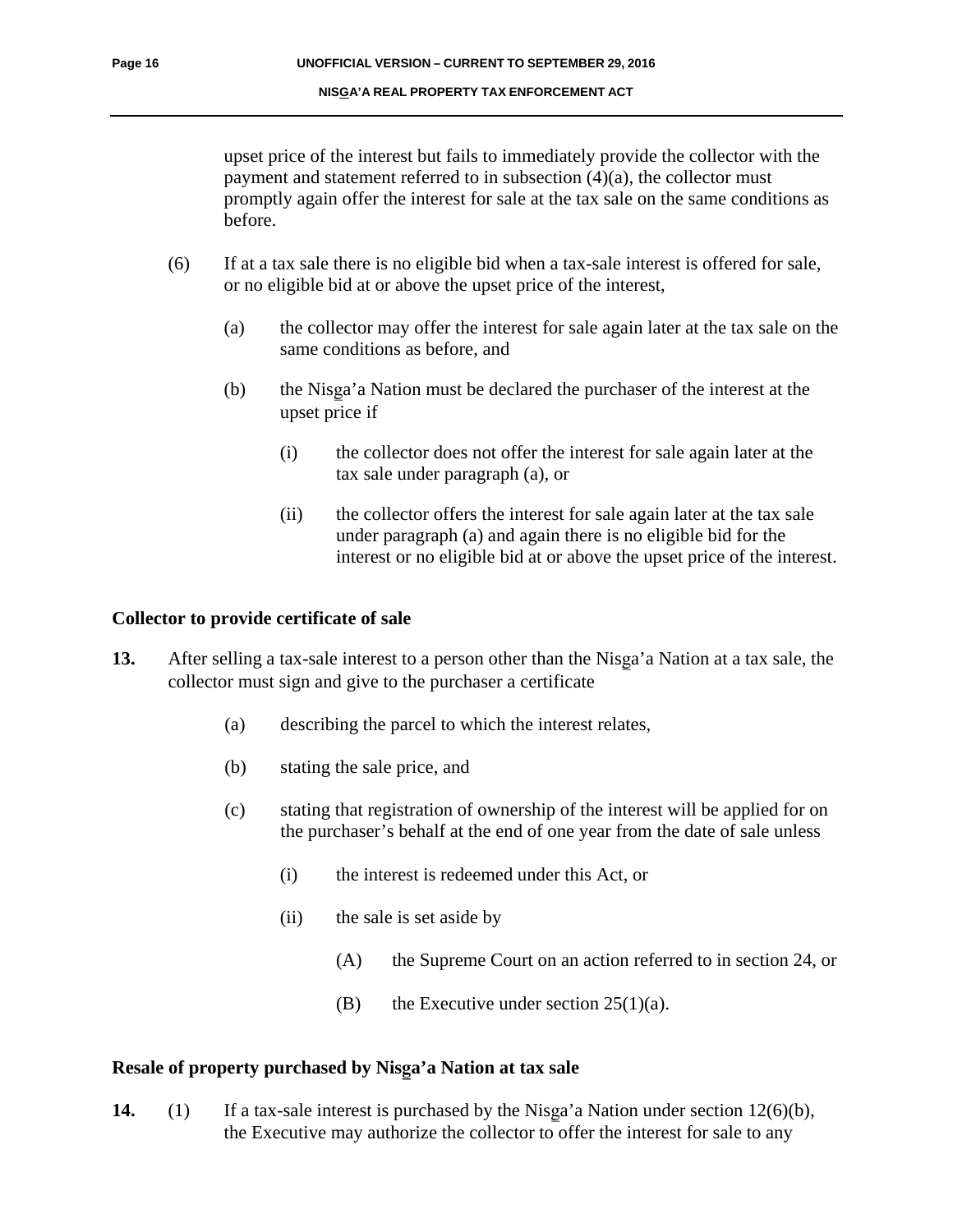upset price of the interest but fails to immediately provide the collector with the payment and statement referred to in subsection (4)(a), the collector must promptly again offer the interest for sale at the tax sale on the same conditions as before.

(6) If at a tax sale there is no eligible bid when a tax-sale interest is offered for sale, or no eligible bid at or above the upset price of the interest,

(a) the collector may offer the interest for sale again later at the tax sale on the same conditions as before, and

(b) the Nisga'a Nation must be declared the purchaser of the interest at the upset price if

(i) the collector does not offer the interest for sale again later at the tax sale under paragraph (a), or

(ii) the collector offers the interest for sale again later at the tax sale under paragraph (a) and again there is no eligible bid for the interest or no eligible bid at or above the upset price of the interest.

**Collector to provide certificate of sale**

**13.** After selling a tax-sale interest to a person other than the Nisga'a Nation at a tax sale, the collector must sign and give to the purchaser a certificate

(a) describing the parcel to which the interest relates,

(b) stating the sale price, and

(c) stating that registration of ownership of the interest will be applied for on the purchaser's behalf at the end of one year from the date of sale unless

(i) the interest is redeemed under this Act, or

(ii) the sale is set aside by

(A) the Supreme Court on an action referred to in section 24, or

(B) the Executive under section 25(1)(a).

**Resale of property purchased by Nisga'a Nation at tax sale**

**14.** (1) If a tax-sale interest is purchased by the Nisga'a Nation under section 12(6)(b), the Executive may authorize the collector to offer the interest for sale to any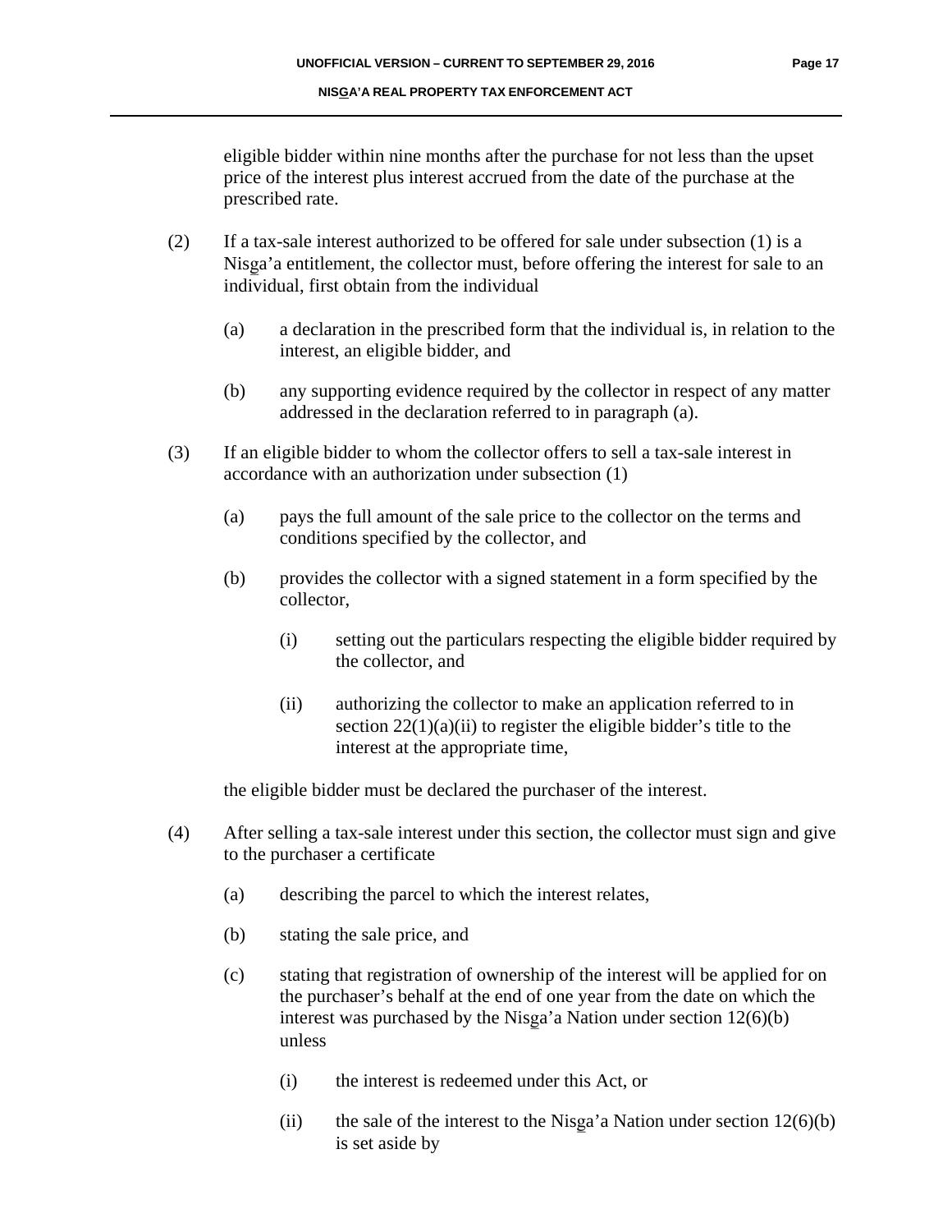eligible bidder within nine months after the purchase for not less than the upset price of the interest plus interest accrued from the date of the purchase at the prescribed rate.

(2) If a tax-sale interest authorized to be offered for sale under subsection (1) is a Nisga'a entitlement, the collector must, before offering the interest for sale to an individual, first obtain from the individual

(a) a declaration in the prescribed form that the individual is, in relation to the interest, an eligible bidder, and

(b) any supporting evidence required by the collector in respect of any matter addressed in the declaration referred to in paragraph (a).

(3) If an eligible bidder to whom the collector offers to sell a tax-sale interest in accordance with an authorization under subsection (1)

(a) pays the full amount of the sale price to the collector on the terms and conditions specified by the collector, and

(b) provides the collector with a signed statement in a form specified by the collector,

(i) setting out the particulars respecting the eligible bidder required by the collector, and

(ii) authorizing the collector to make an application referred to in section 22(1)(a)(ii) to register the eligible bidder's title to the interest at the appropriate time,

the eligible bidder must be declared the purchaser of the interest.

(4) After selling a tax-sale interest under this section, the collector must sign and give to the purchaser a certificate

(a) describing the parcel to which the interest relates,

(b) stating the sale price, and

(c) stating that registration of ownership of the interest will be applied for on the purchaser's behalf at the end of one year from the date on which the interest was purchased by the Nisga'a Nation under section 12(6)(b) unless

(i) the interest is redeemed under this Act, or

(ii) the sale of the interest to the Nisga'a Nation under section 12(6)(b) is set aside by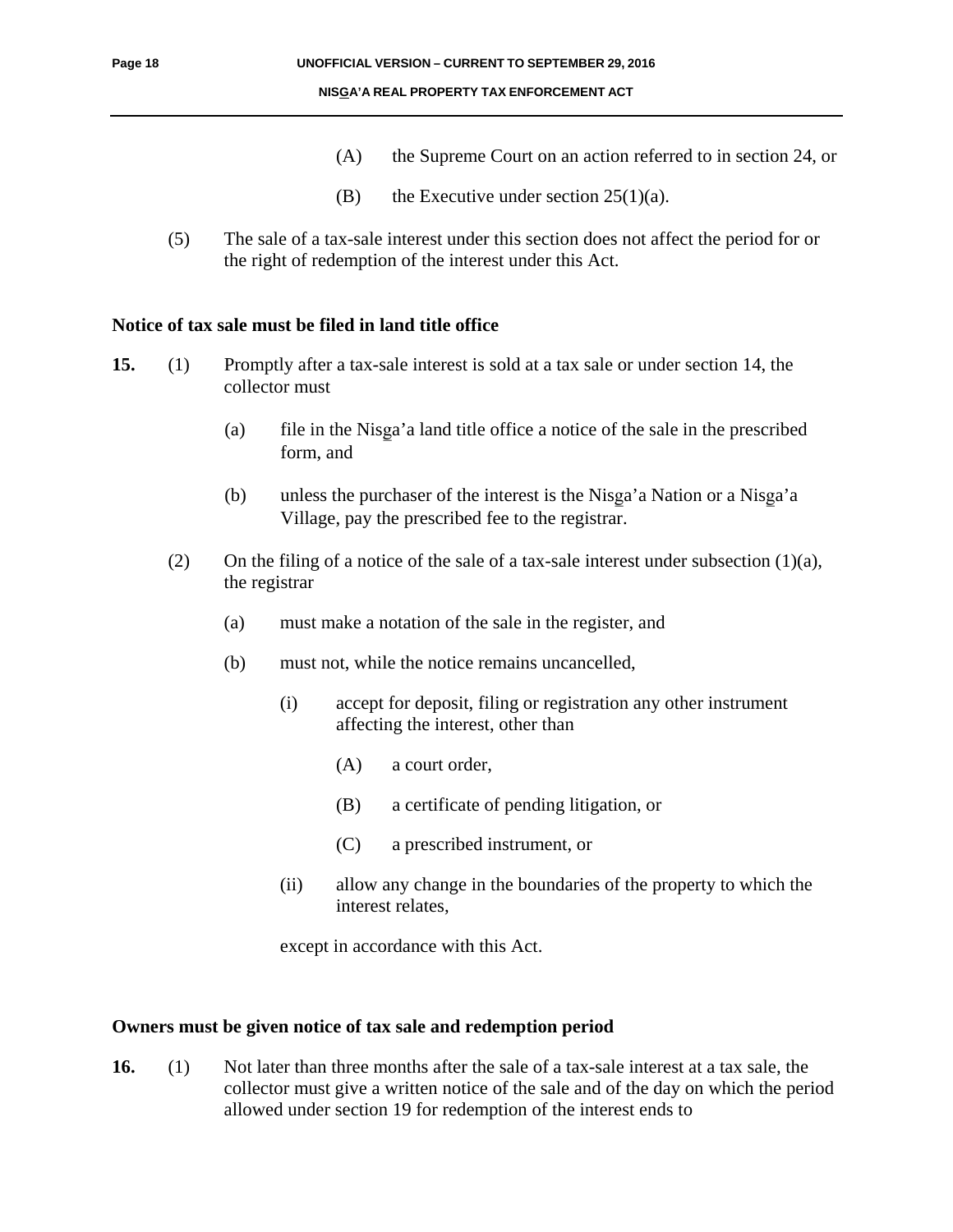(A) the Supreme Court on an action referred to in section 24, or

(B) the Executive under section 25(1)(a).

(5) The sale of a tax-sale interest under this section does not affect the period for or the right of redemption of the interest under this Act.

**Notice of tax sale must be filed in land title office**

**15.** (1) Promptly after a tax-sale interest is sold at a tax sale or under section 14, the collector must

(a) file in the Nisga'a land title office a notice of the sale in the prescribed form, and

(b) unless the purchaser of the interest is the Nisga'a Nation or a Nisga'a Village, pay the prescribed fee to the registrar.

(2) On the filing of a notice of the sale of a tax-sale interest under subsection (1)(a), the registrar

(a) must make a notation of the sale in the register, and

(b) must not, while the notice remains uncancelled,

(i) accept for deposit, filing or registration any other instrument affecting the interest, other than

(A) a court order,

(B) a certificate of pending litigation, or

(C) a prescribed instrument, or

(ii) allow any change in the boundaries of the property to which the interest relates,

except in accordance with this Act.

**Owners must be given notice of tax sale and redemption period**

**16.** (1) Not later than three months after the sale of a tax-sale interest at a tax sale, the collector must give a written notice of the sale and of the day on which the period allowed under section 19 for redemption of the interest ends to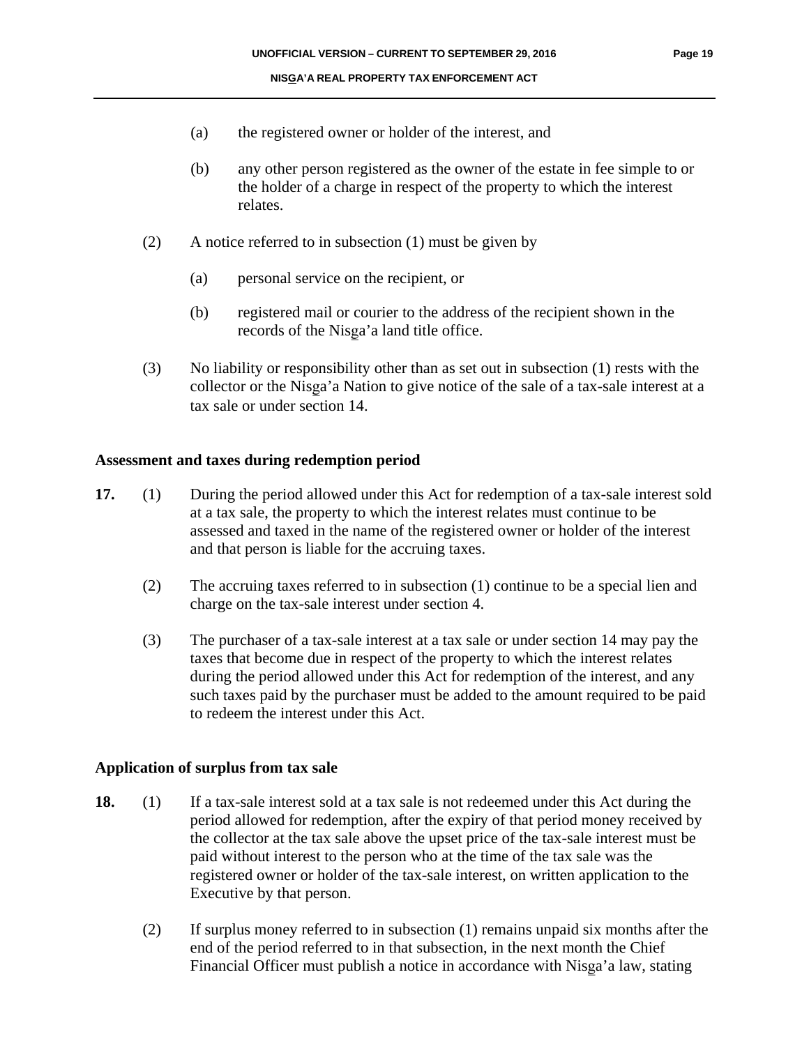(a) the registered owner or holder of the interest, and

(b) any other person registered as the owner of the estate in fee simple to or the holder of a charge in respect of the property to which the interest relates.

(2) A notice referred to in subsection (1) must be given by

(a) personal service on the recipient, or

(b) registered mail or courier to the address of the recipient shown in the records of the Nisg̱a'a land title office.

(3) No liability or responsibility other than as set out in subsection (1) rests with the collector or the Nisg̱a'a Nation to give notice of the sale of a tax-sale interest at a tax sale or under section 14.

**Assessment and taxes during redemption period**

**17.** (1) During the period allowed under this Act for redemption of a tax-sale interest sold at a tax sale, the property to which the interest relates must continue to be assessed and taxed in the name of the registered owner or holder of the interest and that person is liable for the accruing taxes.

(2) The accruing taxes referred to in subsection (1) continue to be a special lien and charge on the tax-sale interest under section 4.

(3) The purchaser of a tax-sale interest at a tax sale or under section 14 may pay the taxes that become due in respect of the property to which the interest relates during the period allowed under this Act for redemption of the interest, and any such taxes paid by the purchaser must be added to the amount required to be paid to redeem the interest under this Act.

**Application of surplus from tax sale**

**18.** (1) If a tax-sale interest sold at a tax sale is not redeemed under this Act during the period allowed for redemption, after the expiry of that period money received by the collector at the tax sale above the upset price of the tax-sale interest must be paid without interest to the person who at the time of the tax sale was the registered owner or holder of the tax-sale interest, on written application to the Executive by that person.

(2) If surplus money referred to in subsection (1) remains unpaid six months after the end of the period referred to in that subsection, in the next month the Chief Financial Officer must publish a notice in accordance with Nisg̱a'a law, stating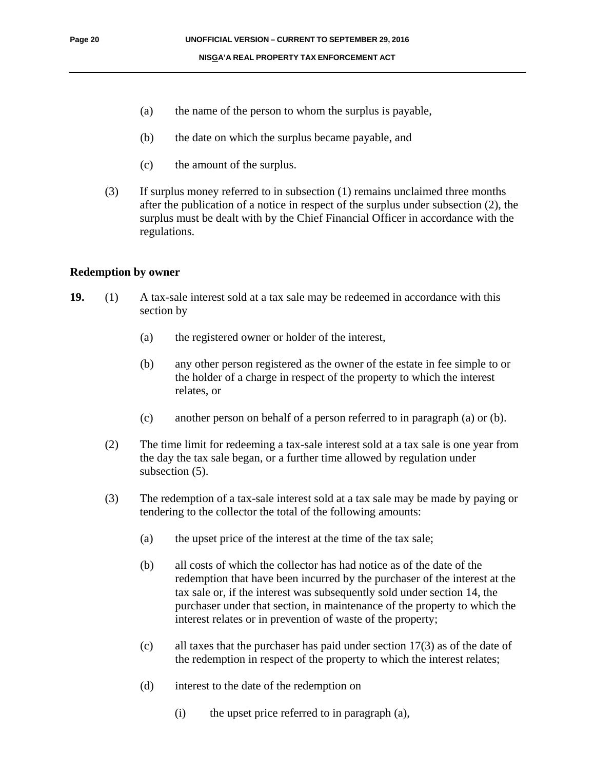(a) the name of the person to whom the surplus is payable,

(b) the date on which the surplus became payable, and

(c) the amount of the surplus.

(3) If surplus money referred to in subsection (1) remains unclaimed three months after the publication of a notice in respect of the surplus under subsection (2), the surplus must be dealt with by the Chief Financial Officer in accordance with the regulations.

**Redemption by owner**

**19.** (1) A tax-sale interest sold at a tax sale may be redeemed in accordance with this section by

(a) the registered owner or holder of the interest,

(b) any other person registered as the owner of the estate in fee simple to or the holder of a charge in respect of the property to which the interest relates, or

(c) another person on behalf of a person referred to in paragraph (a) or (b).

(2) The time limit for redeeming a tax-sale interest sold at a tax sale is one year from the day the tax sale began, or a further time allowed by regulation under subsection (5).

(3) The redemption of a tax-sale interest sold at a tax sale may be made by paying or tendering to the collector the total of the following amounts:

(a) the upset price of the interest at the time of the tax sale;

(b) all costs of which the collector has had notice as of the date of the redemption that have been incurred by the purchaser of the interest at the tax sale or, if the interest was subsequently sold under section 14, the purchaser under that section, in maintenance of the property to which the interest relates or in prevention of waste of the property;

(c) all taxes that the purchaser has paid under section 17(3) as of the date of the redemption in respect of the property to which the interest relates;

(d) interest to the date of the redemption on

(i) the upset price referred to in paragraph (a),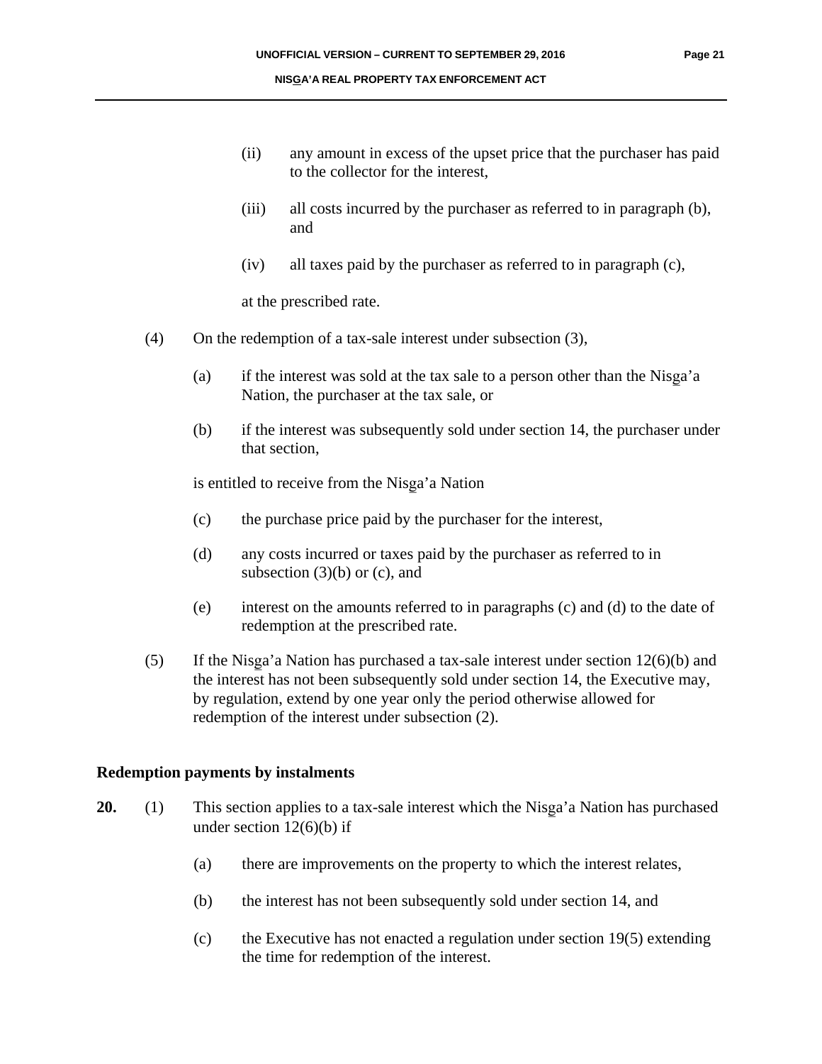(ii) any amount in excess of the upset price that the purchaser has paid to the collector for the interest,

(iii) all costs incurred by the purchaser as referred to in paragraph (b), and

(iv) all taxes paid by the purchaser as referred to in paragraph (c),

at the prescribed rate.

(4) On the redemption of a tax-sale interest under subsection (3),

(a) if the interest was sold at the tax sale to a person other than the Nisga'a Nation, the purchaser at the tax sale, or

(b) if the interest was subsequently sold under section 14, the purchaser under that section,

is entitled to receive from the Nisga'a Nation

(c) the purchase price paid by the purchaser for the interest,

(d) any costs incurred or taxes paid by the purchaser as referred to in subsection (3)(b) or (c), and

(e) interest on the amounts referred to in paragraphs (c) and (d) to the date of redemption at the prescribed rate.

(5) If the Nisga'a Nation has purchased a tax-sale interest under section 12(6)(b) and the interest has not been subsequently sold under section 14, the Executive may, by regulation, extend by one year only the period otherwise allowed for redemption of the interest under subsection (2).

**Redemption payments by instalments**

**20.** (1) This section applies to a tax-sale interest which the Nisga'a Nation has purchased under section 12(6)(b) if

(a) there are improvements on the property to which the interest relates,

(b) the interest has not been subsequently sold under section 14, and

(c) the Executive has not enacted a regulation under section 19(5) extending the time for redemption of the interest.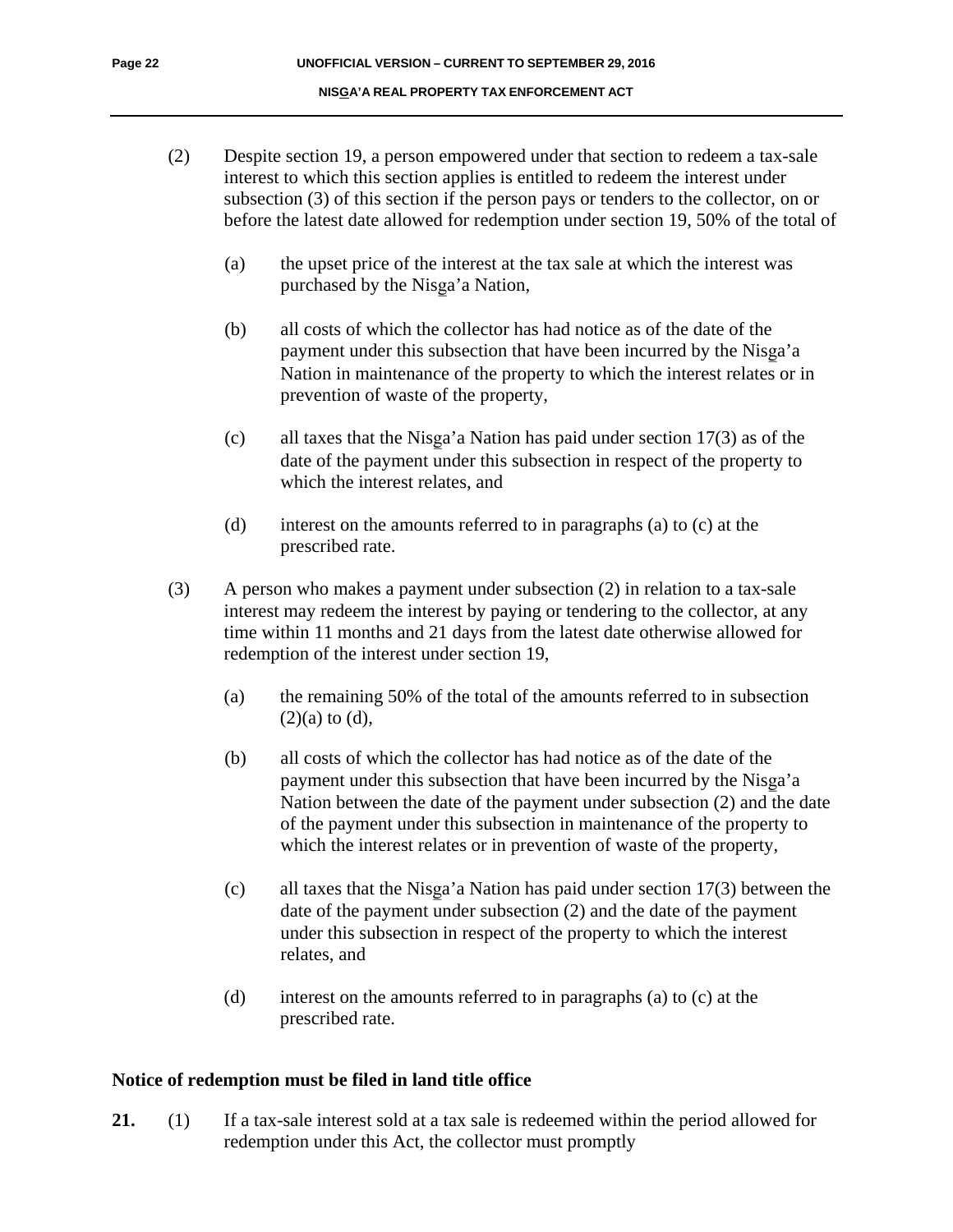(2) Despite section 19, a person empowered under that section to redeem a tax-sale interest to which this section applies is entitled to redeem the interest under subsection (3) of this section if the person pays or tenders to the collector, on or before the latest date allowed for redemption under section 19, 50% of the total of

(a) the upset price of the interest at the tax sale at which the interest was purchased by the Nisga'a Nation,

(b) all costs of which the collector has had notice as of the date of the payment under this subsection that have been incurred by the Nisga'a Nation in maintenance of the property to which the interest relates or in prevention of waste of the property,

(c) all taxes that the Nisga'a Nation has paid under section 17(3) as of the date of the payment under this subsection in respect of the property to which the interest relates, and

(d) interest on the amounts referred to in paragraphs (a) to (c) at the prescribed rate.

(3) A person who makes a payment under subsection (2) in relation to a tax-sale interest may redeem the interest by paying or tendering to the collector, at any time within 11 months and 21 days from the latest date otherwise allowed for redemption of the interest under section 19,

(a) the remaining 50% of the total of the amounts referred to in subsection (2)(a) to (d),

(b) all costs of which the collector has had notice as of the date of the payment under this subsection that have been incurred by the Nisga'a Nation between the date of the payment under subsection (2) and the date of the payment under this subsection in maintenance of the property to which the interest relates or in prevention of waste of the property,

(c) all taxes that the Nisga'a Nation has paid under section 17(3) between the date of the payment under subsection (2) and the date of the payment under this subsection in respect of the property to which the interest relates, and

(d) interest on the amounts referred to in paragraphs (a) to (c) at the prescribed rate.

**Notice of redemption must be filed in land title office**

**21.** (1) If a tax-sale interest sold at a tax sale is redeemed within the period allowed for redemption under this Act, the collector must promptly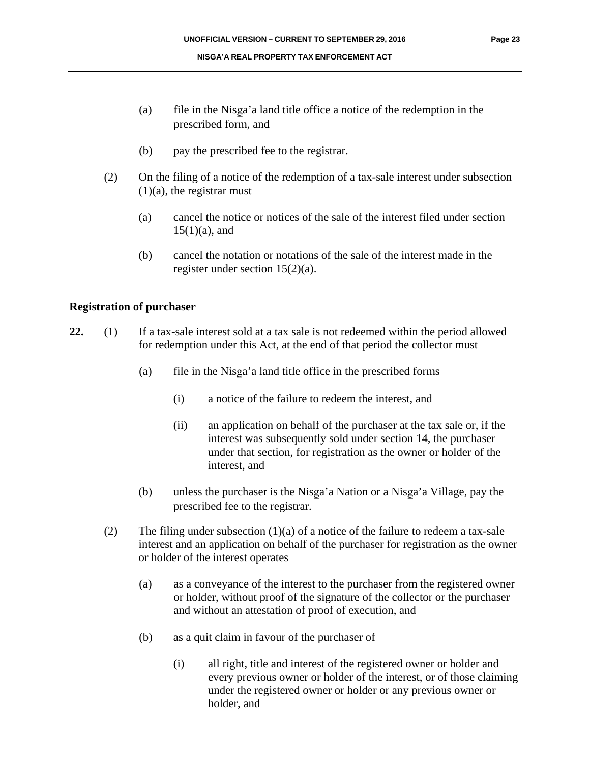(a) file in the Nisg̲a'a land title office a notice of the redemption in the prescribed form, and

(b) pay the prescribed fee to the registrar.

(2) On the filing of a notice of the redemption of a tax-sale interest under subsection (1)(a), the registrar must

(a) cancel the notice or notices of the sale of the interest filed under section 15(1)(a), and

(b) cancel the notation or notations of the sale of the interest made in the register under section 15(2)(a).

**Registration of purchaser**

**22.** (1) If a tax-sale interest sold at a tax sale is not redeemed within the period allowed for redemption under this Act, at the end of that period the collector must

(a) file in the Nisg̲a'a land title office in the prescribed forms

(i) a notice of the failure to redeem the interest, and

(ii) an application on behalf of the purchaser at the tax sale or, if the interest was subsequently sold under section 14, the purchaser under that section, for registration as the owner or holder of the interest, and

(b) unless the purchaser is the Nisg̲a'a Nation or a Nisg̲a'a Village, pay the prescribed fee to the registrar.

(2) The filing under subsection (1)(a) of a notice of the failure to redeem a tax-sale interest and an application on behalf of the purchaser for registration as the owner or holder of the interest operates

(a) as a conveyance of the interest to the purchaser from the registered owner or holder, without proof of the signature of the collector or the purchaser and without an attestation of proof of execution, and

(b) as a quit claim in favour of the purchaser of

(i) all right, title and interest of the registered owner or holder and every previous owner or holder of the interest, or of those claiming under the registered owner or holder or any previous owner or holder, and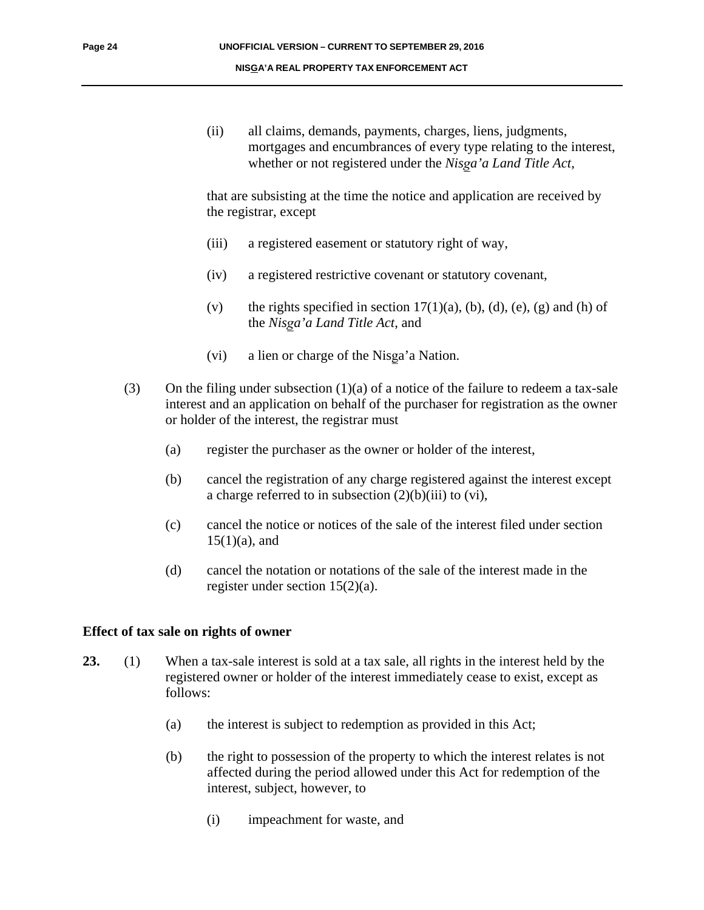(ii) all claims, demands, payments, charges, liens, judgments, mortgages and encumbrances of every type relating to the interest, whether or not registered under the *Nisga'a Land Title Act*,

that are subsisting at the time the notice and application are received by the registrar, except

(iii) a registered easement or statutory right of way,

(iv) a registered restrictive covenant or statutory covenant,

(v) the rights specified in section 17(1)(a), (b), (d), (e), (g) and (h) of the *Nisga'a Land Title Act*, and

(vi) a lien or charge of the Nisga'a Nation.

(3) On the filing under subsection (1)(a) of a notice of the failure to redeem a tax-sale interest and an application on behalf of the purchaser for registration as the owner or holder of the interest, the registrar must

(a) register the purchaser as the owner or holder of the interest,

(b) cancel the registration of any charge registered against the interest except a charge referred to in subsection (2)(b)(iii) to (vi),

(c) cancel the notice or notices of the sale of the interest filed under section 15(1)(a), and

(d) cancel the notation or notations of the sale of the interest made in the register under section 15(2)(a).

**Effect of tax sale on rights of owner**

**23.** (1) When a tax-sale interest is sold at a tax sale, all rights in the interest held by the registered owner or holder of the interest immediately cease to exist, except as follows:

(a) the interest is subject to redemption as provided in this Act;

(b) the right to possession of the property to which the interest relates is not affected during the period allowed under this Act for redemption of the interest, subject, however, to

(i) impeachment for waste, and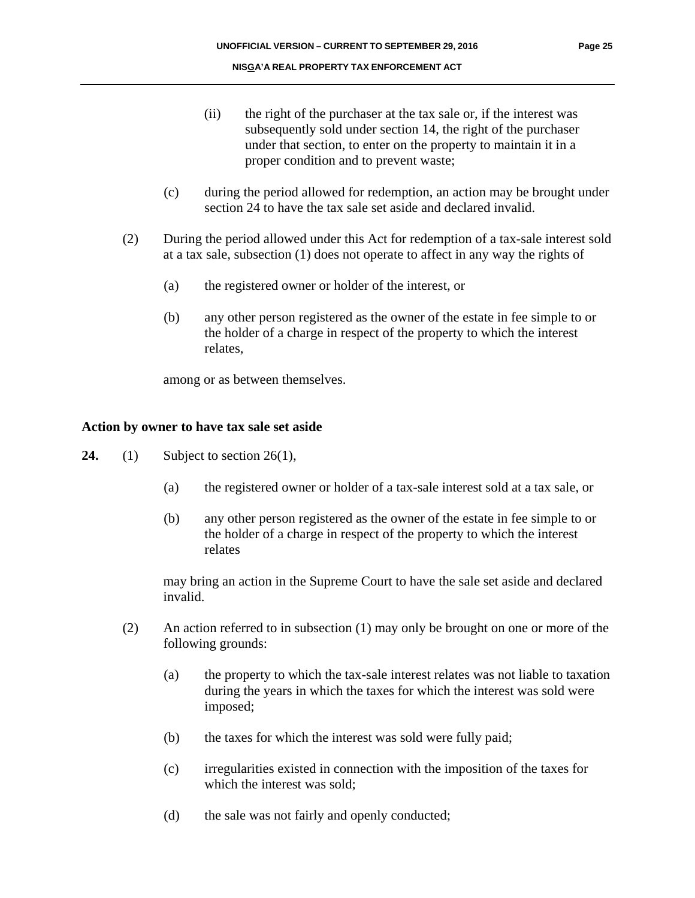(ii) the right of the purchaser at the tax sale or, if the interest was subsequently sold under section 14, the right of the purchaser under that section, to enter on the property to maintain it in a proper condition and to prevent waste;

(c) during the period allowed for redemption, an action may be brought under section 24 to have the tax sale set aside and declared invalid.

(2) During the period allowed under this Act for redemption of a tax-sale interest sold at a tax sale, subsection (1) does not operate to affect in any way the rights of

(a) the registered owner or holder of the interest, or

(b) any other person registered as the owner of the estate in fee simple to or the holder of a charge in respect of the property to which the interest relates,

among or as between themselves.

### Action by owner to have tax sale set aside

**24.** (1) Subject to section 26(1),

(a) the registered owner or holder of a tax-sale interest sold at a tax sale, or

(b) any other person registered as the owner of the estate in fee simple to or the holder of a charge in respect of the property to which the interest relates

may bring an action in the Supreme Court to have the sale set aside and declared invalid.

(2) An action referred to in subsection (1) may only be brought on one or more of the following grounds:

(a) the property to which the tax-sale interest relates was not liable to taxation during the years in which the taxes for which the interest was sold were imposed;

(b) the taxes for which the interest was sold were fully paid;

(c) irregularities existed in connection with the imposition of the taxes for which the interest was sold;

(d) the sale was not fairly and openly conducted;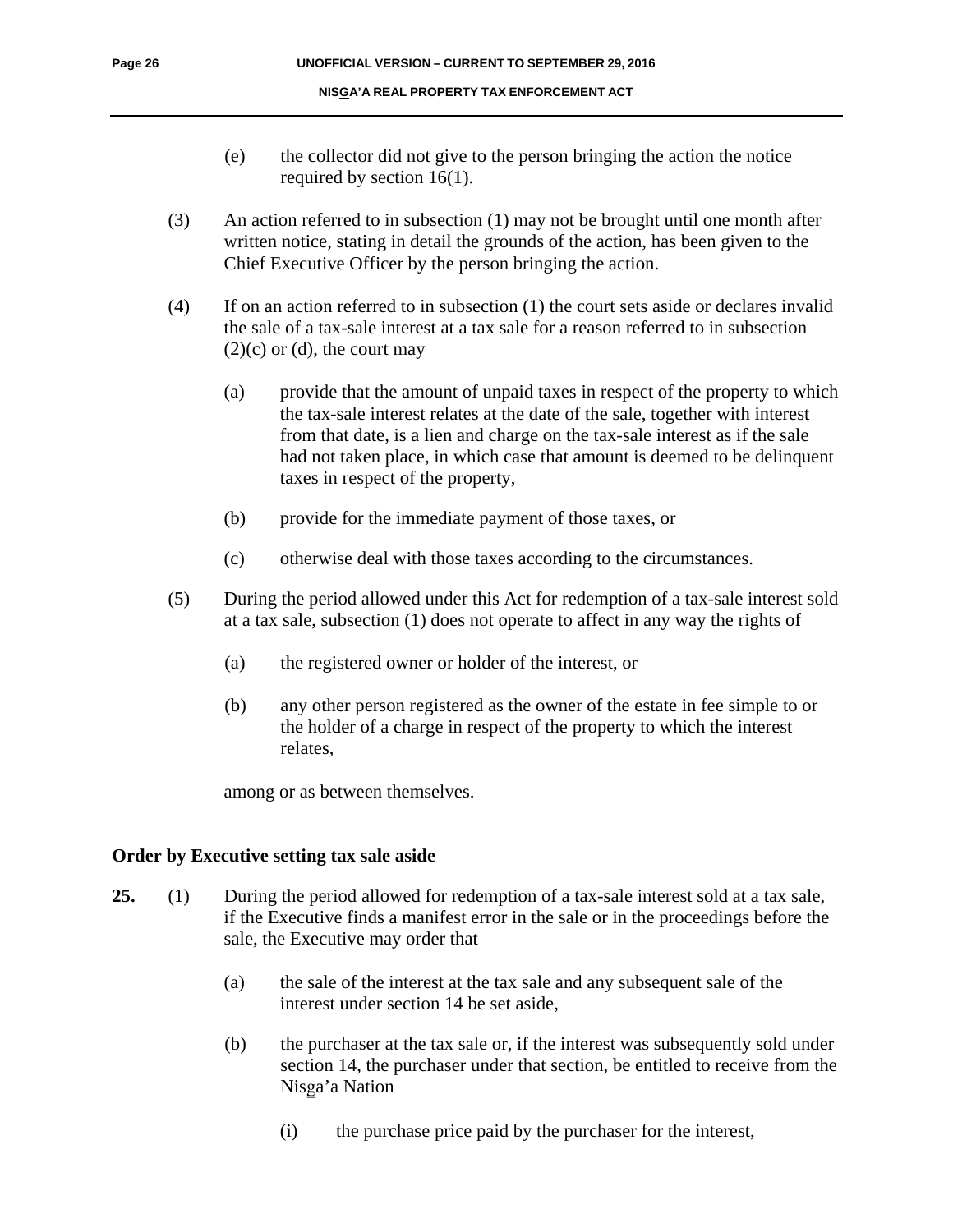(e) the collector did not give to the person bringing the action the notice required by section 16(1).

(3) An action referred to in subsection (1) may not be brought until one month after written notice, stating in detail the grounds of the action, has been given to the Chief Executive Officer by the person bringing the action.

(4) If on an action referred to in subsection (1) the court sets aside or declares invalid the sale of a tax-sale interest at a tax sale for a reason referred to in subsection (2)(c) or (d), the court may

(a) provide that the amount of unpaid taxes in respect of the property to which the tax-sale interest relates at the date of the sale, together with interest from that date, is a lien and charge on the tax-sale interest as if the sale had not taken place, in which case that amount is deemed to be delinquent taxes in respect of the property,

(b) provide for the immediate payment of those taxes, or

(c) otherwise deal with those taxes according to the circumstances.

(5) During the period allowed under this Act for redemption of a tax-sale interest sold at a tax sale, subsection (1) does not operate to affect in any way the rights of

(a) the registered owner or holder of the interest, or

(b) any other person registered as the owner of the estate in fee simple to or the holder of a charge in respect of the property to which the interest relates,

among or as between themselves.

**Order by Executive setting tax sale aside**

**25.** (1) During the period allowed for redemption of a tax-sale interest sold at a tax sale, if the Executive finds a manifest error in the sale or in the proceedings before the sale, the Executive may order that

(a) the sale of the interest at the tax sale and any subsequent sale of the interest under section 14 be set aside,

(b) the purchaser at the tax sale or, if the interest was subsequently sold under section 14, the purchaser under that section, be entitled to receive from the Nisg̱a'a Nation

(i) the purchase price paid by the purchaser for the interest,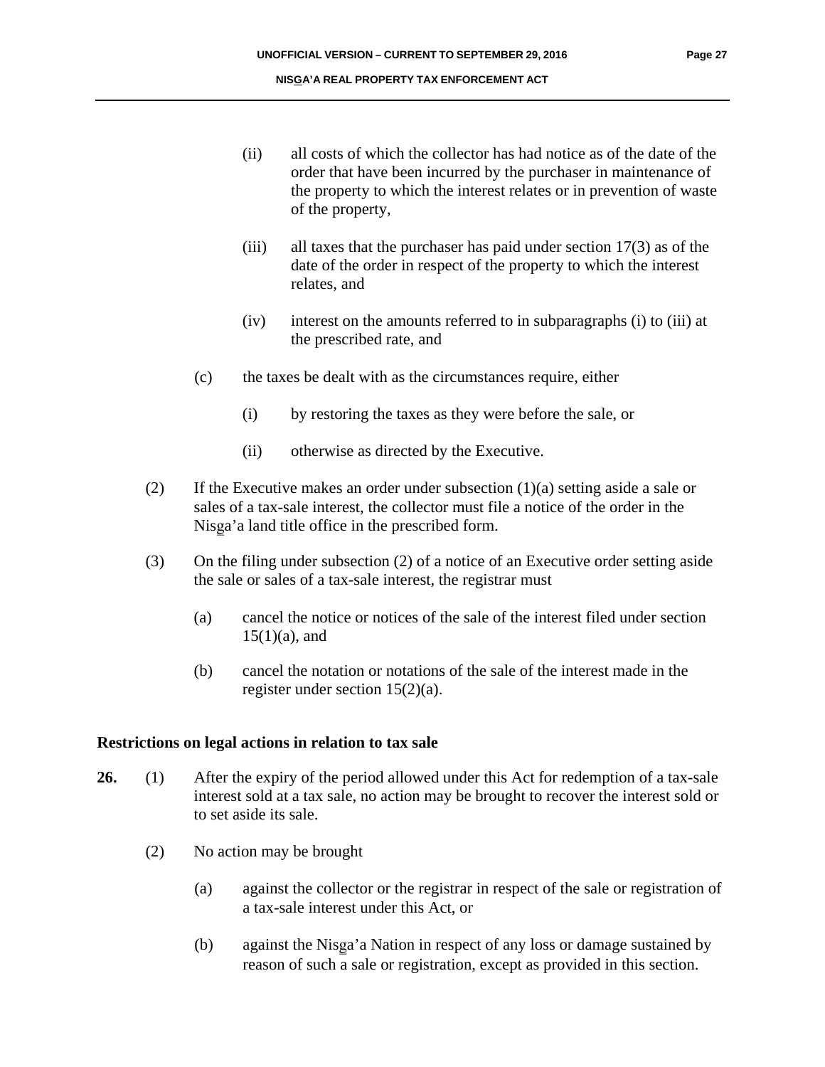(ii) all costs of which the collector has had notice as of the date of the order that have been incurred by the purchaser in maintenance of the property to which the interest relates or in prevention of waste of the property,

(iii) all taxes that the purchaser has paid under section 17(3) as of the date of the order in respect of the property to which the interest relates, and

(iv) interest on the amounts referred to in subparagraphs (i) to (iii) at the prescribed rate, and

(c) the taxes be dealt with as the circumstances require, either

(i) by restoring the taxes as they were before the sale, or

(ii) otherwise as directed by the Executive.

(2) If the Executive makes an order under subsection (1)(a) setting aside a sale or sales of a tax-sale interest, the collector must file a notice of the order in the Nisga'a land title office in the prescribed form.

(3) On the filing under subsection (2) of a notice of an Executive order setting aside the sale or sales of a tax-sale interest, the registrar must

(a) cancel the notice or notices of the sale of the interest filed under section 15(1)(a), and

(b) cancel the notation or notations of the sale of the interest made in the register under section 15(2)(a).

**Restrictions on legal actions in relation to tax sale**

**26.** (1) After the expiry of the period allowed under this Act for redemption of a tax-sale interest sold at a tax sale, no action may be brought to recover the interest sold or to set aside its sale.

(2) No action may be brought

(a) against the collector or the registrar in respect of the sale or registration of a tax-sale interest under this Act, or

(b) against the Nisga'a Nation in respect of any loss or damage sustained by reason of such a sale or registration, except as provided in this section.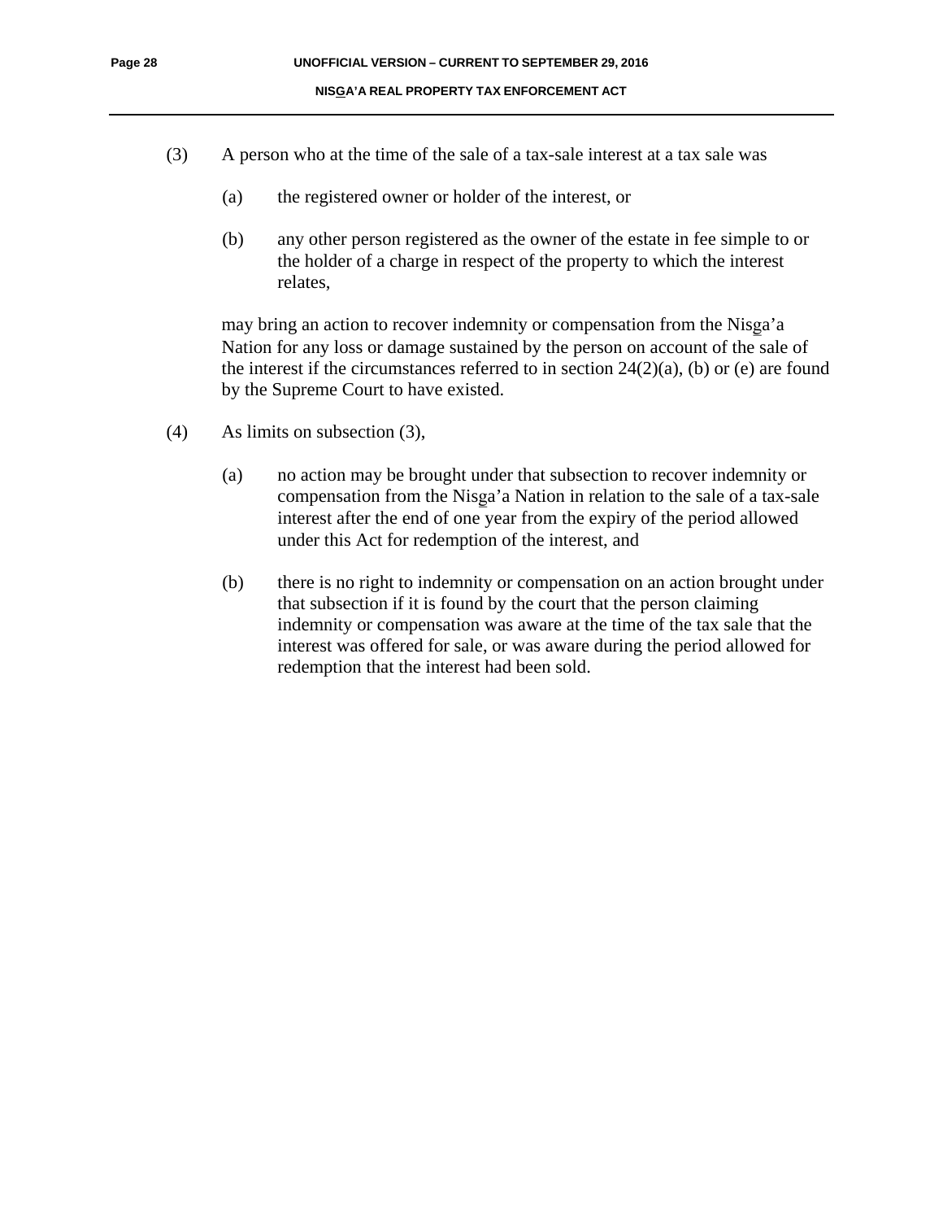(3) A person who at the time of the sale of a tax-sale interest at a tax sale was

(a) the registered owner or holder of the interest, or

(b) any other person registered as the owner of the estate in fee simple to or the holder of a charge in respect of the property to which the interest relates,

may bring an action to recover indemnity or compensation from the Nisg̲a'a Nation for any loss or damage sustained by the person on account of the sale of the interest if the circumstances referred to in section 24(2)(a), (b) or (e) are found by the Supreme Court to have existed.

(4) As limits on subsection (3),

(a) no action may be brought under that subsection to recover indemnity or compensation from the Nisg̲a'a Nation in relation to the sale of a tax-sale interest after the end of one year from the expiry of the period allowed under this Act for redemption of the interest, and

(b) there is no right to indemnity or compensation on an action brought under that subsection if it is found by the court that the person claiming indemnity or compensation was aware at the time of the tax sale that the interest was offered for sale, or was aware during the period allowed for redemption that the interest had been sold.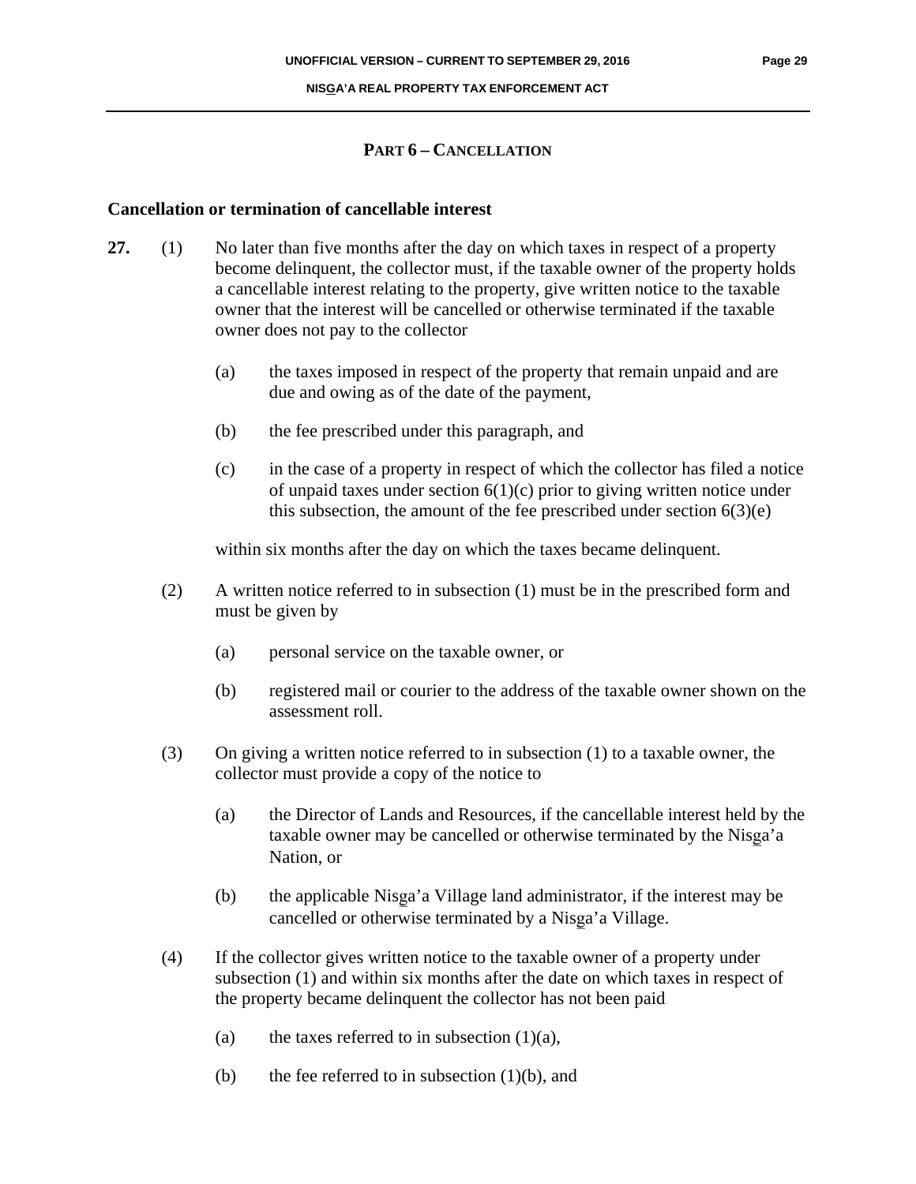## PART 6 – CANCELLATION

### Cancellation or termination of cancellable interest

**27.** (1) No later than five months after the day on which taxes in respect of a property become delinquent, the collector must, if the taxable owner of the property holds a cancellable interest relating to the property, give written notice to the taxable owner that the interest will be cancelled or otherwise terminated if the taxable owner does not pay to the collector

(a) the taxes imposed in respect of the property that remain unpaid and are due and owing as of the date of the payment,

(b) the fee prescribed under this paragraph, and

(c) in the case of a property in respect of which the collector has filed a notice of unpaid taxes under section 6(1)(c) prior to giving written notice under this subsection, the amount of the fee prescribed under section 6(3)(e)

within six months after the day on which the taxes became delinquent.

(2) A written notice referred to in subsection (1) must be in the prescribed form and must be given by

(a) personal service on the taxable owner, or

(b) registered mail or courier to the address of the taxable owner shown on the assessment roll.

(3) On giving a written notice referred to in subsection (1) to a taxable owner, the collector must provide a copy of the notice to

(a) the Director of Lands and Resources, if the cancellable interest held by the taxable owner may be cancelled or otherwise terminated by the Nisg̲a'a Nation, or

(b) the applicable Nisg̲a'a Village land administrator, if the interest may be cancelled or otherwise terminated by a Nisg̲a'a Village.

(4) If the collector gives written notice to the taxable owner of a property under subsection (1) and within six months after the date on which taxes in respect of the property became delinquent the collector has not been paid

(a) the taxes referred to in subsection (1)(a),

(b) the fee referred to in subsection (1)(b), and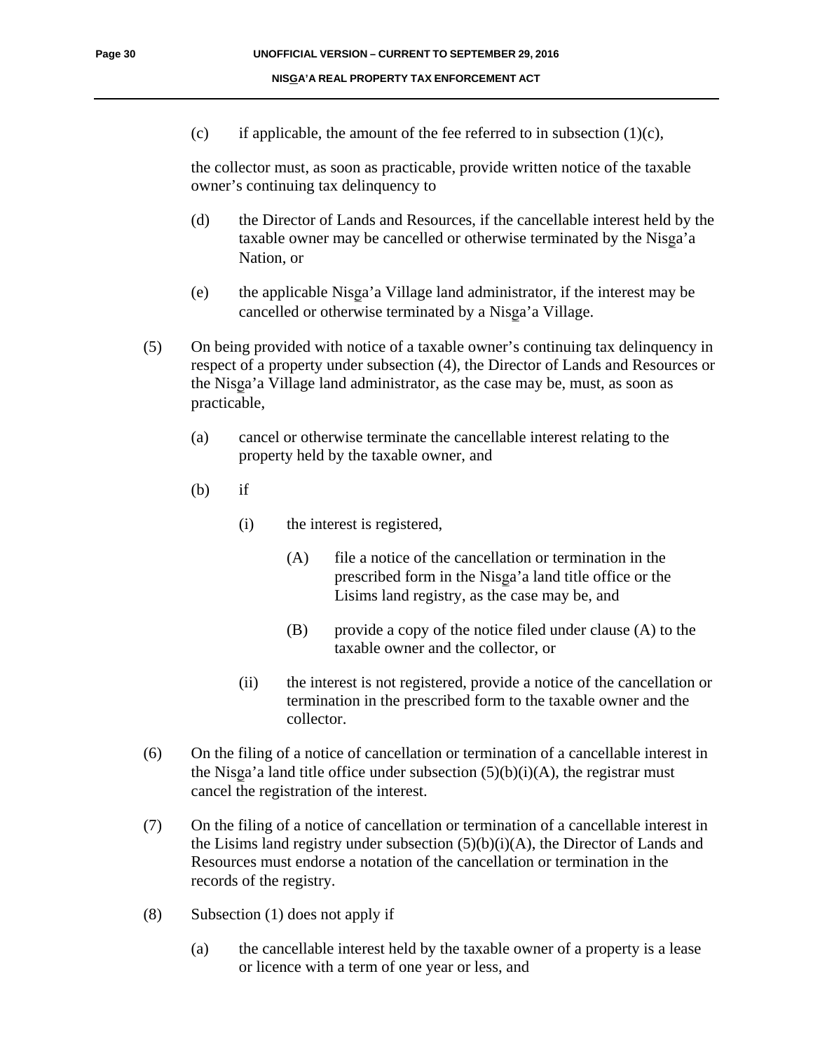(c) if applicable, the amount of the fee referred to in subsection (1)(c),

the collector must, as soon as practicable, provide written notice of the taxable owner's continuing tax delinquency to

(d) the Director of Lands and Resources, if the cancellable interest held by the taxable owner may be cancelled or otherwise terminated by the Nisg̱a'a Nation, or

(e) the applicable Nisg̱a'a Village land administrator, if the interest may be cancelled or otherwise terminated by a Nisg̱a'a Village.

(5) On being provided with notice of a taxable owner's continuing tax delinquency in respect of a property under subsection (4), the Director of Lands and Resources or the Nisg̱a'a Village land administrator, as the case may be, must, as soon as practicable,

(a) cancel or otherwise terminate the cancellable interest relating to the property held by the taxable owner, and

(b) if

(i) the interest is registered,

(A) file a notice of the cancellation or termination in the prescribed form in the Nisg̱a'a land title office or the Lisims land registry, as the case may be, and

(B) provide a copy of the notice filed under clause (A) to the taxable owner and the collector, or

(ii) the interest is not registered, provide a notice of the cancellation or termination in the prescribed form to the taxable owner and the collector.

(6) On the filing of a notice of cancellation or termination of a cancellable interest in the Nisg̱a'a land title office under subsection (5)(b)(i)(A), the registrar must cancel the registration of the interest.

(7) On the filing of a notice of cancellation or termination of a cancellable interest in the Lisims land registry under subsection (5)(b)(i)(A), the Director of Lands and Resources must endorse a notation of the cancellation or termination in the records of the registry.

(8) Subsection (1) does not apply if

(a) the cancellable interest held by the taxable owner of a property is a lease or licence with a term of one year or less, and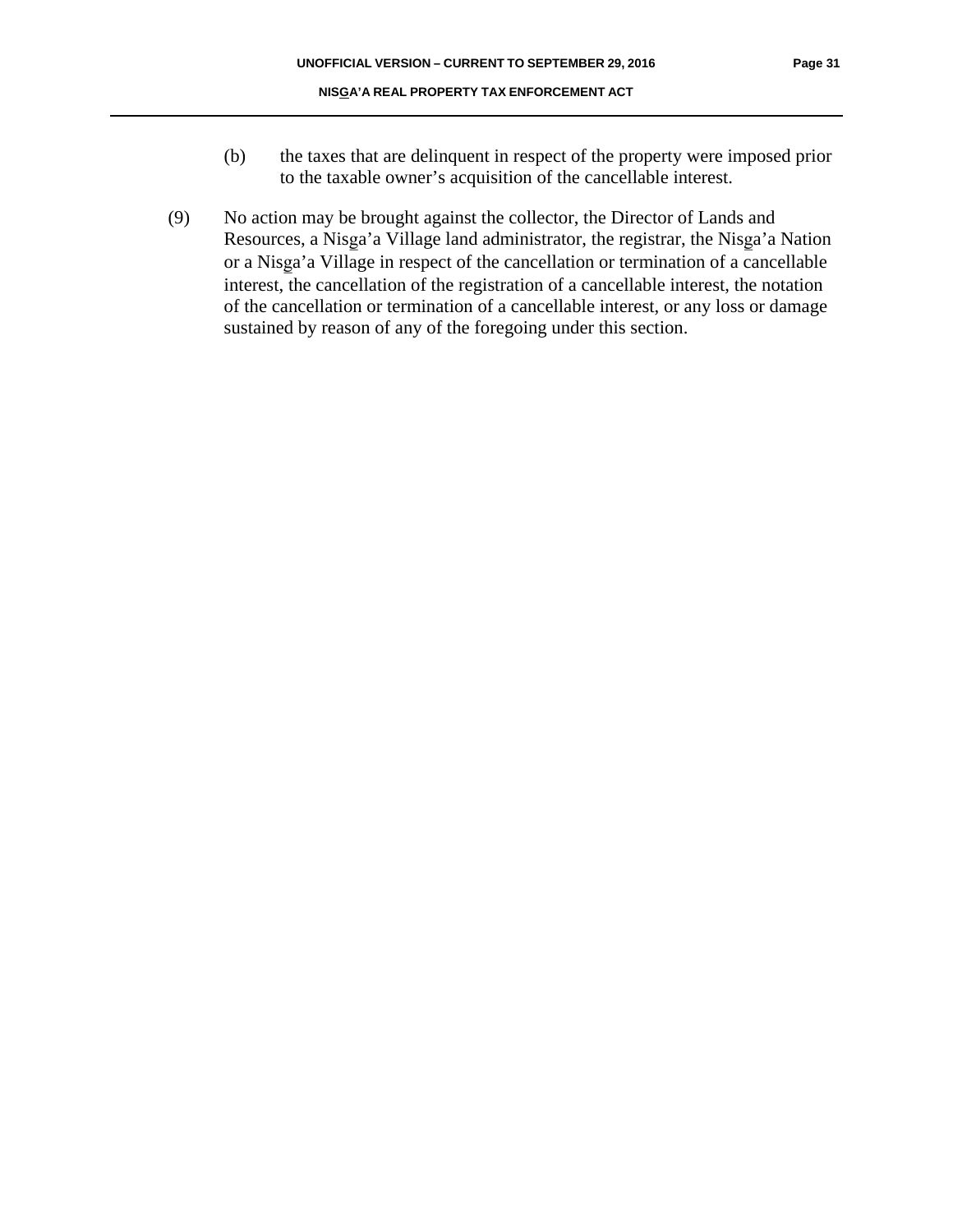(b) the taxes that are delinquent in respect of the property were imposed prior to the taxable owner's acquisition of the cancellable interest.

(9) No action may be brought against the collector, the Director of Lands and Resources, a Nisga'a Village land administrator, the registrar, the Nisga'a Nation or a Nisga'a Village in respect of the cancellation or termination of a cancellable interest, the cancellation of the registration of a cancellable interest, the notation of the cancellation or termination of a cancellable interest, or any loss or damage sustained by reason of any of the foregoing under this section.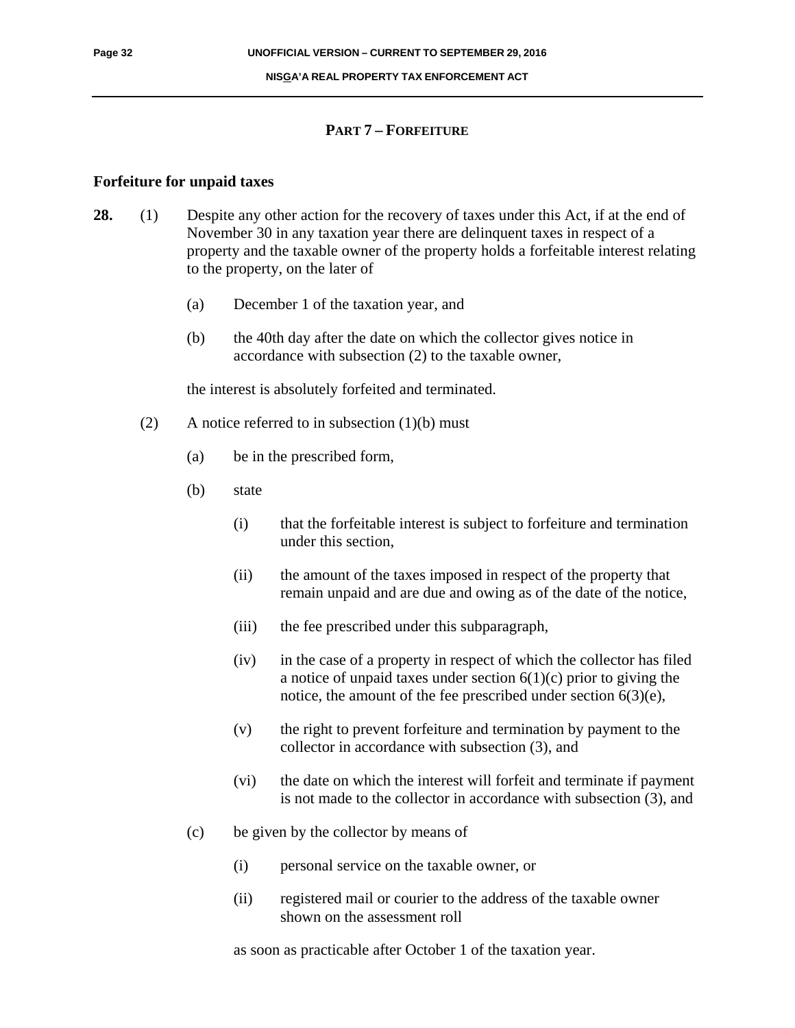## PART 7 – FORFEITURE

### Forfeiture for unpaid taxes

**28.** (1) Despite any other action for the recovery of taxes under this Act, if at the end of November 30 in any taxation year there are delinquent taxes in respect of a property and the taxable owner of the property holds a forfeitable interest relating to the property, on the later of

(a) December 1 of the taxation year, and

(b) the 40th day after the date on which the collector gives notice in accordance with subsection (2) to the taxable owner,

the interest is absolutely forfeited and terminated.

(2) A notice referred to in subsection (1)(b) must

(a) be in the prescribed form,

(b) state

(i) that the forfeitable interest is subject to forfeiture and termination under this section,

(ii) the amount of the taxes imposed in respect of the property that remain unpaid and are due and owing as of the date of the notice,

(iii) the fee prescribed under this subparagraph,

(iv) in the case of a property in respect of which the collector has filed a notice of unpaid taxes under section 6(1)(c) prior to giving the notice, the amount of the fee prescribed under section 6(3)(e),

(v) the right to prevent forfeiture and termination by payment to the collector in accordance with subsection (3), and

(vi) the date on which the interest will forfeit and terminate if payment is not made to the collector in accordance with subsection (3), and

(c) be given by the collector by means of

(i) personal service on the taxable owner, or

(ii) registered mail or courier to the address of the taxable owner shown on the assessment roll

as soon as practicable after October 1 of the taxation year.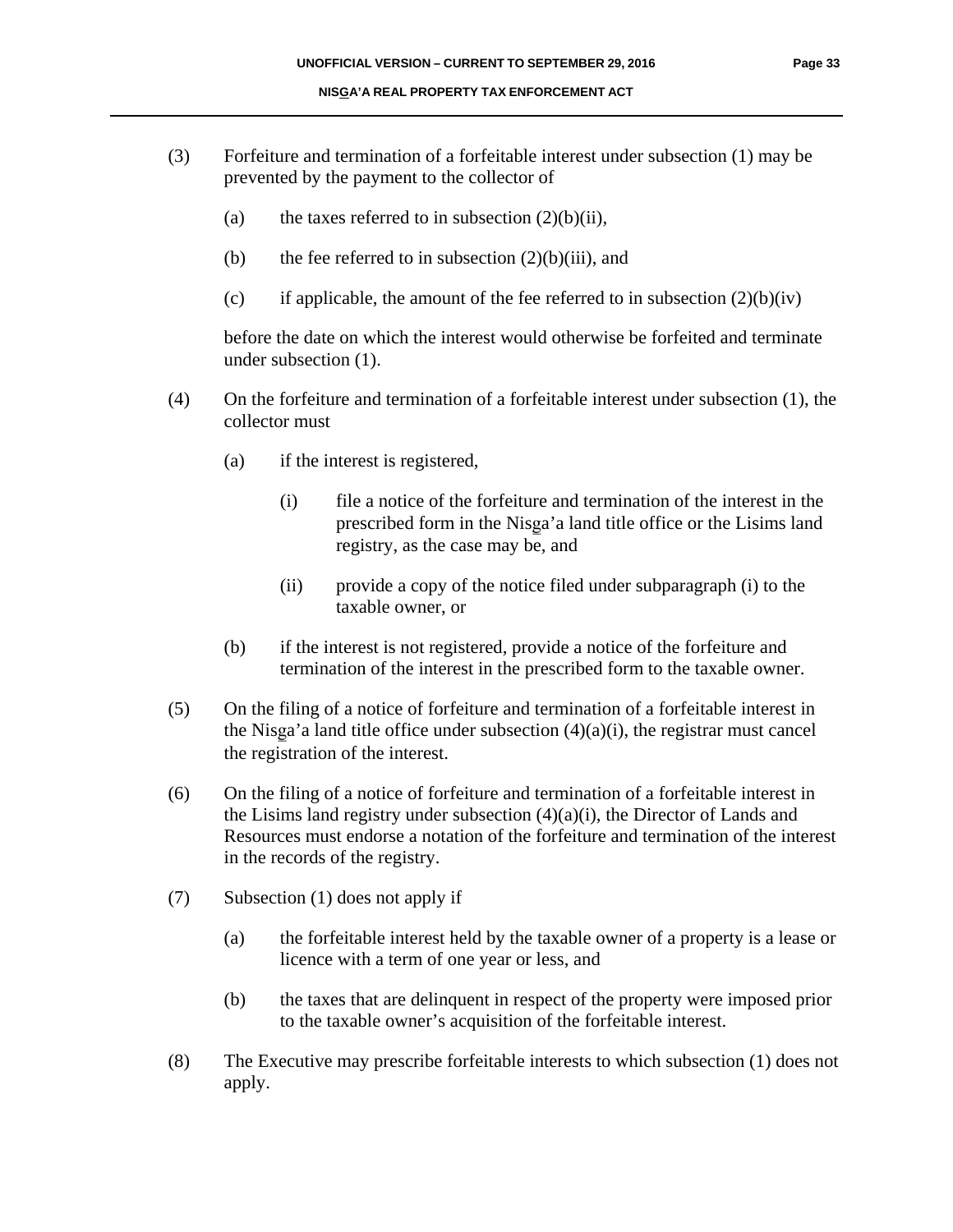(3) Forfeiture and termination of a forfeitable interest under subsection (1) may be prevented by the payment to the collector of

(a) the taxes referred to in subsection (2)(b)(ii),

(b) the fee referred to in subsection (2)(b)(iii), and

(c) if applicable, the amount of the fee referred to in subsection (2)(b)(iv)

before the date on which the interest would otherwise be forfeited and terminate under subsection (1).

(4) On the forfeiture and termination of a forfeitable interest under subsection (1), the collector must

(a) if the interest is registered,

(i) file a notice of the forfeiture and termination of the interest in the prescribed form in the Nisga'a land title office or the Lisims land registry, as the case may be, and

(ii) provide a copy of the notice filed under subparagraph (i) to the taxable owner, or

(b) if the interest is not registered, provide a notice of the forfeiture and termination of the interest in the prescribed form to the taxable owner.

(5) On the filing of a notice of forfeiture and termination of a forfeitable interest in the Nisga'a land title office under subsection (4)(a)(i), the registrar must cancel the registration of the interest.

(6) On the filing of a notice of forfeiture and termination of a forfeitable interest in the Lisims land registry under subsection (4)(a)(i), the Director of Lands and Resources must endorse a notation of the forfeiture and termination of the interest in the records of the registry.

(7) Subsection (1) does not apply if

(a) the forfeitable interest held by the taxable owner of a property is a lease or licence with a term of one year or less, and

(b) the taxes that are delinquent in respect of the property were imposed prior to the taxable owner's acquisition of the forfeitable interest.

(8) The Executive may prescribe forfeitable interests to which subsection (1) does not apply.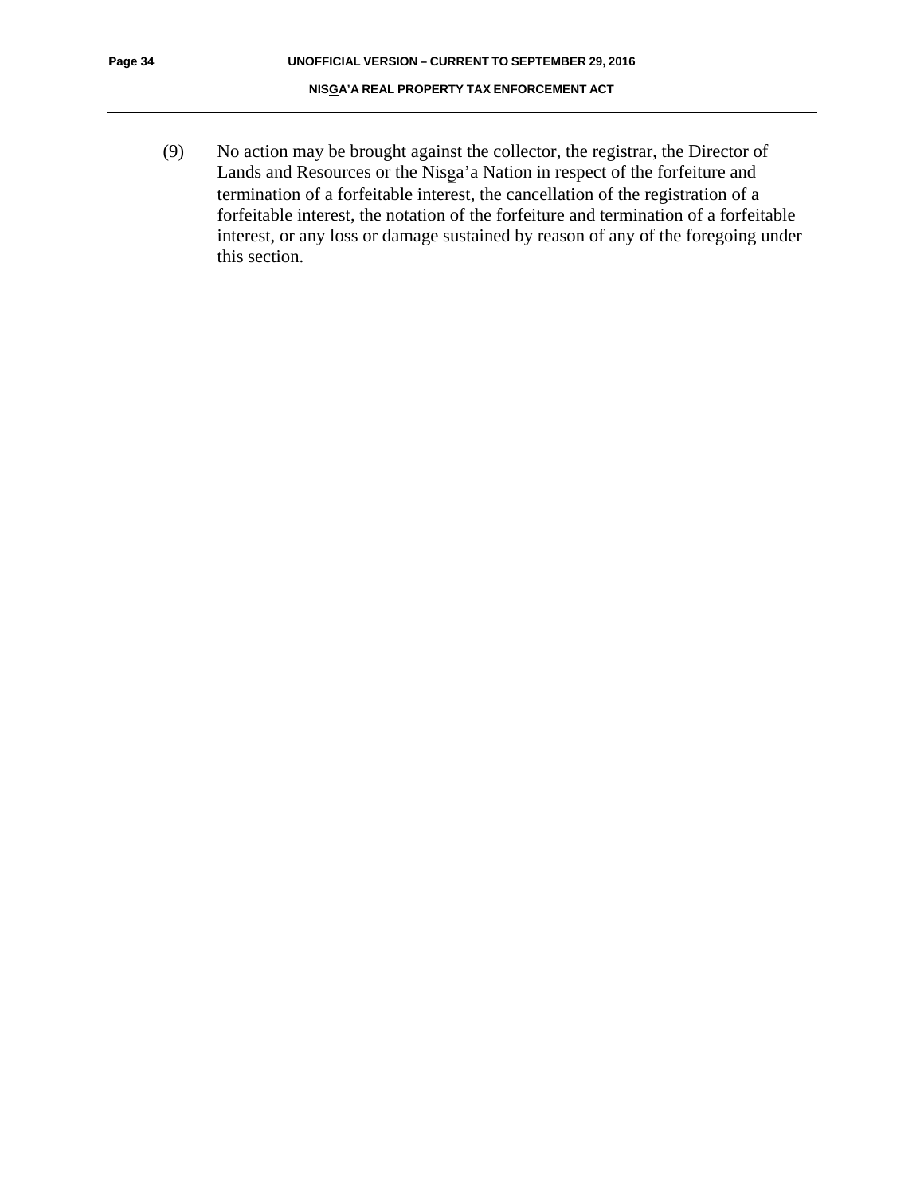(9) No action may be brought against the collector, the registrar, the Director of Lands and Resources or the Nisg̲a'a Nation in respect of the forfeiture and termination of a forfeitable interest, the cancellation of the registration of a forfeitable interest, the notation of the forfeiture and termination of a forfeitable interest, or any loss or damage sustained by reason of any of the foregoing under this section.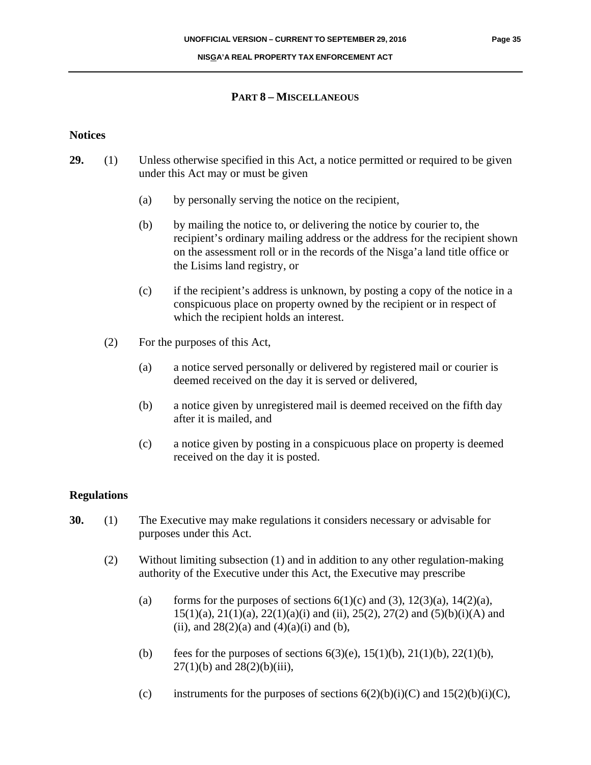## PART 8 – MISCELLANEOUS

### Notices

**29.** (1) Unless otherwise specified in this Act, a notice permitted or required to be given under this Act may or must be given

(a) by personally serving the notice on the recipient,

(b) by mailing the notice to, or delivering the notice by courier to, the recipient's ordinary mailing address or the address for the recipient shown on the assessment roll or in the records of the Nisga'a land title office or the Lisims land registry, or

(c) if the recipient's address is unknown, by posting a copy of the notice in a conspicuous place on property owned by the recipient or in respect of which the recipient holds an interest.

(2) For the purposes of this Act,

(a) a notice served personally or delivered by registered mail or courier is deemed received on the day it is served or delivered,

(b) a notice given by unregistered mail is deemed received on the fifth day after it is mailed, and

(c) a notice given by posting in a conspicuous place on property is deemed received on the day it is posted.

### Regulations

**30.** (1) The Executive may make regulations it considers necessary or advisable for purposes under this Act.

(2) Without limiting subsection (1) and in addition to any other regulation-making authority of the Executive under this Act, the Executive may prescribe

(a) forms for the purposes of sections 6(1)(c) and (3), 12(3)(a), 14(2)(a), 15(1)(a), 21(1)(a), 22(1)(a)(i) and (ii), 25(2), 27(2) and (5)(b)(i)(A) and (ii), and 28(2)(a) and (4)(a)(i) and (b),

(b) fees for the purposes of sections 6(3)(e), 15(1)(b), 21(1)(b), 22(1)(b), 27(1)(b) and 28(2)(b)(iii),

(c) instruments for the purposes of sections 6(2)(b)(i)(C) and 15(2)(b)(i)(C),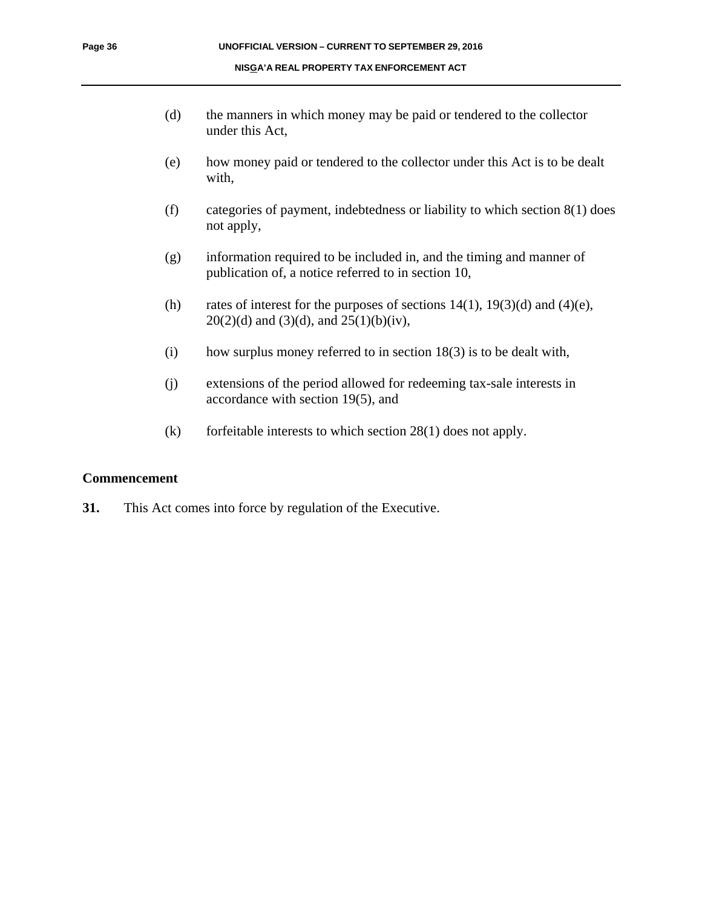(d) the manners in which money may be paid or tendered to the collector under this Act,

(e) how money paid or tendered to the collector under this Act is to be dealt with,

(f) categories of payment, indebtedness or liability to which section 8(1) does not apply,

(g) information required to be included in, and the timing and manner of publication of, a notice referred to in section 10,

(h) rates of interest for the purposes of sections 14(1), 19(3)(d) and (4)(e), 20(2)(d) and (3)(d), and 25(1)(b)(iv),

(i) how surplus money referred to in section 18(3) is to be dealt with,

(j) extensions of the period allowed for redeeming tax-sale interests in accordance with section 19(5), and

(k) forfeitable interests to which section 28(1) does not apply.

**Commencement**

**31.** This Act comes into force by regulation of the Executive.